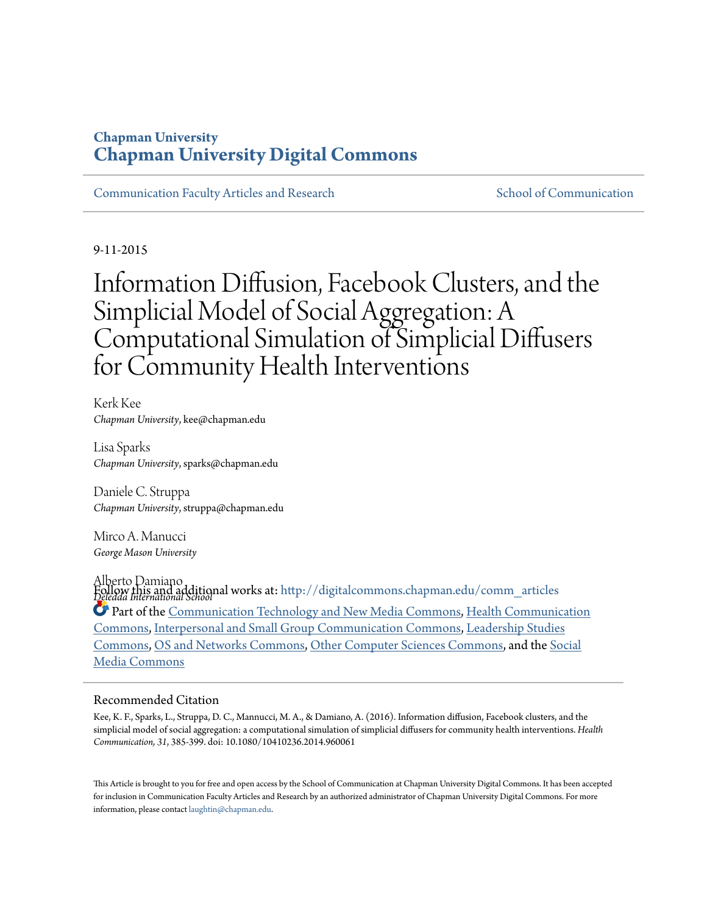Chapman University

# Chapman University Digital Commons

Communication Faculty Articles and Research | School of Communication

9-11-2015

# Information Diffusion, Facebook Clusters, and the Simplicial Model of Social Aggregation: A Computational Simulation of Simplicial Diffusers for Community Health Interventions

Kerk Kee
*Chapman University*, kee@chapman.edu

Lisa Sparks
*Chapman University*, sparks@chapman.edu

Daniele C. Struppa
*Chapman University*, struppa@chapman.edu

Mirco A. Manucci
*George Mason University*

Alberto Damiano
*Deledda International School*

Follow this and additional works at: http://digitalcommons.chapman.edu/comm_articles

Part of the Communication Technology and New Media Commons, Health Communication Commons, Interpersonal and Small Group Communication Commons, Leadership Studies Commons, OS and Networks Commons, Other Computer Sciences Commons, and the Social Media Commons

## Recommended Citation

Kee, K. F., Sparks, L., Struppa, D. C., Mannucci, M. A., & Damiano, A. (2016). Information diffusion, Facebook clusters, and the simplicial model of social aggregation: a computational simulation of simplicial diffusers for community health interventions. *Health Communication, 31*, 385-399. doi: 10.1080/10410236.2014.960061

This Article is brought to you for free and open access by the School of Communication at Chapman University Digital Commons. It has been accepted for inclusion in Communication Faculty Articles and Research by an authorized administrator of Chapman University Digital Commons. For more information, please contact laughtin@chapman.edu.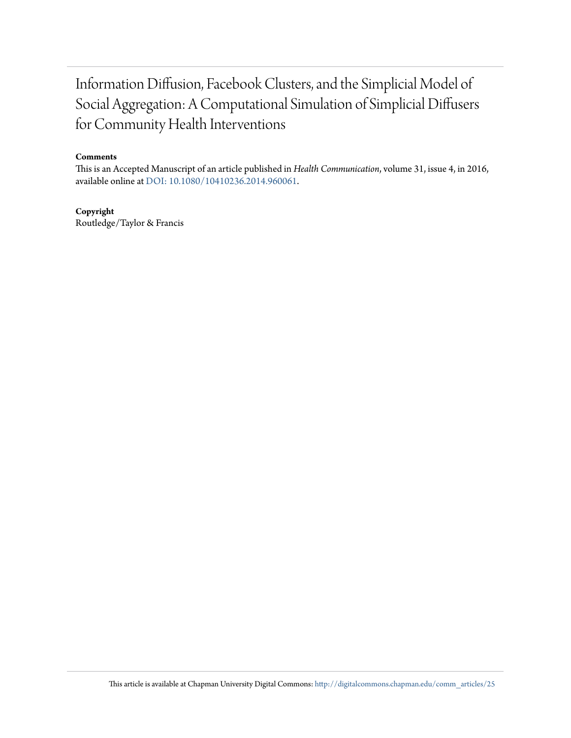# Information Diffusion, Facebook Clusters, and the Simplicial Model of Social Aggregation: A Computational Simulation of Simplicial Diffusers for Community Health Interventions

**Comments**

This is an Accepted Manuscript of an article published in *Health Communication*, volume 31, issue 4, in 2016, available online at DOI: 10.1080/10410236.2014.960061.

**Copyright**

Routledge/Taylor & Francis

This article is available at Chapman University Digital Commons: http://digitalcommons.chapman.edu/comm_articles/25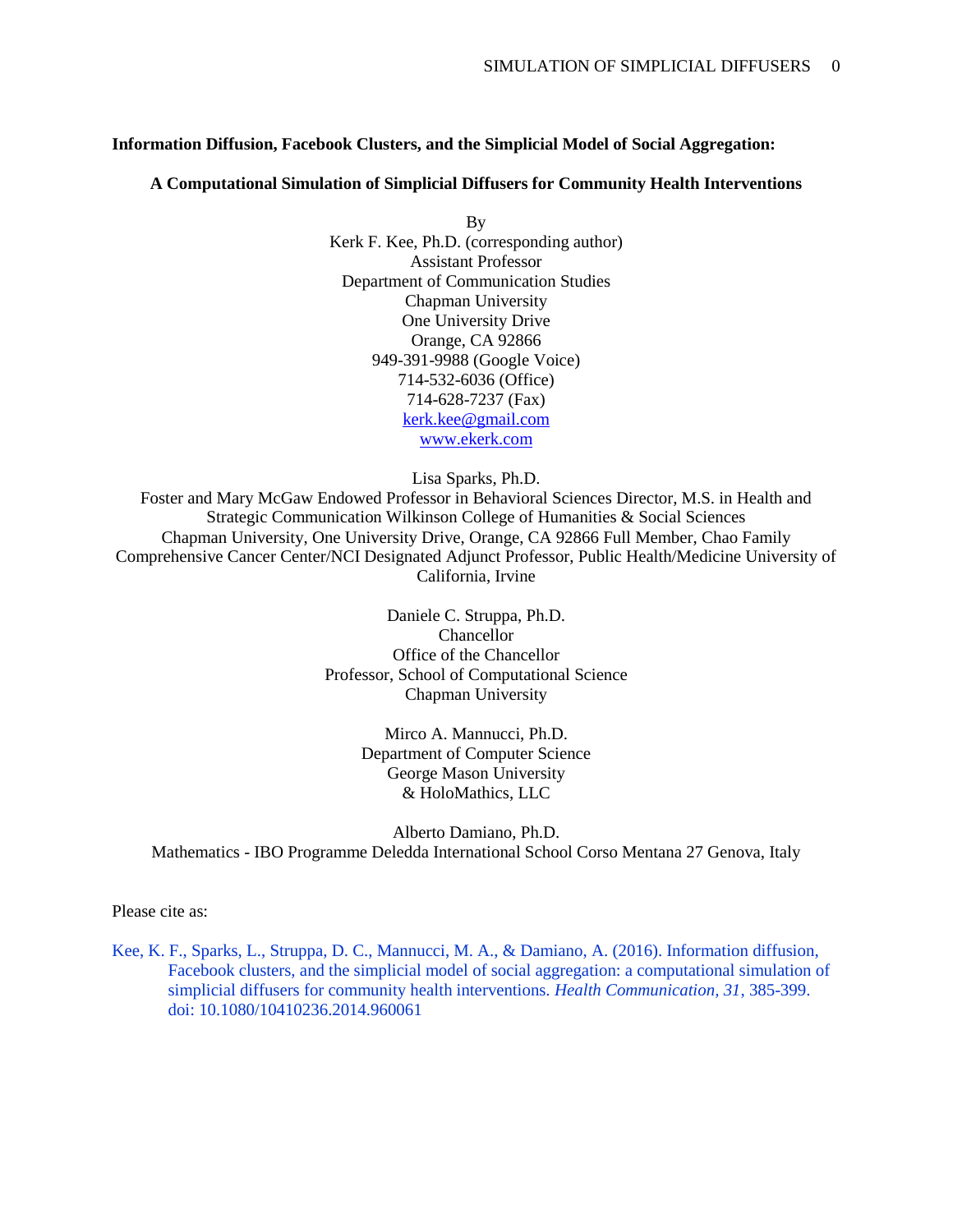**Information Diffusion, Facebook Clusters, and the Simplicial Model of Social Aggregation:**

**A Computational Simulation of Simplicial Diffusers for Community Health Interventions**

By

Kerk F. Kee, Ph.D. (corresponding author)
Assistant Professor
Department of Communication Studies
Chapman University
One University Drive
Orange, CA 92866
949-391-9988 (Google Voice)
714-532-6036 (Office)
714-628-7237 (Fax)
kerk.kee@gmail.com
www.ekerk.com

Lisa Sparks, Ph.D.
Foster and Mary McGaw Endowed Professor in Behavioral Sciences Director, M.S. in Health and Strategic Communication Wilkinson College of Humanities & Social Sciences
Chapman University, One University Drive, Orange, CA 92866 Full Member, Chao Family Comprehensive Cancer Center/NCI Designated Adjunct Professor, Public Health/Medicine University of California, Irvine

Daniele C. Struppa, Ph.D.
Chancellor
Office of the Chancellor
Professor, School of Computational Science
Chapman University

Mirco A. Mannucci, Ph.D.
Department of Computer Science
George Mason University
& HoloMathics, LLC

Alberto Damiano, Ph.D.
Mathematics - IBO Programme Deledda International School Corso Mentana 27 Genova, Italy

Please cite as:

Kee, K. F., Sparks, L., Struppa, D. C., Mannucci, M. A., & Damiano, A. (2016). Information diffusion, Facebook clusters, and the simplicial model of social aggregation: a computational simulation of simplicial diffusers for community health interventions. *Health Communication, 31*, 385-399. doi: 10.1080/10410236.2014.960061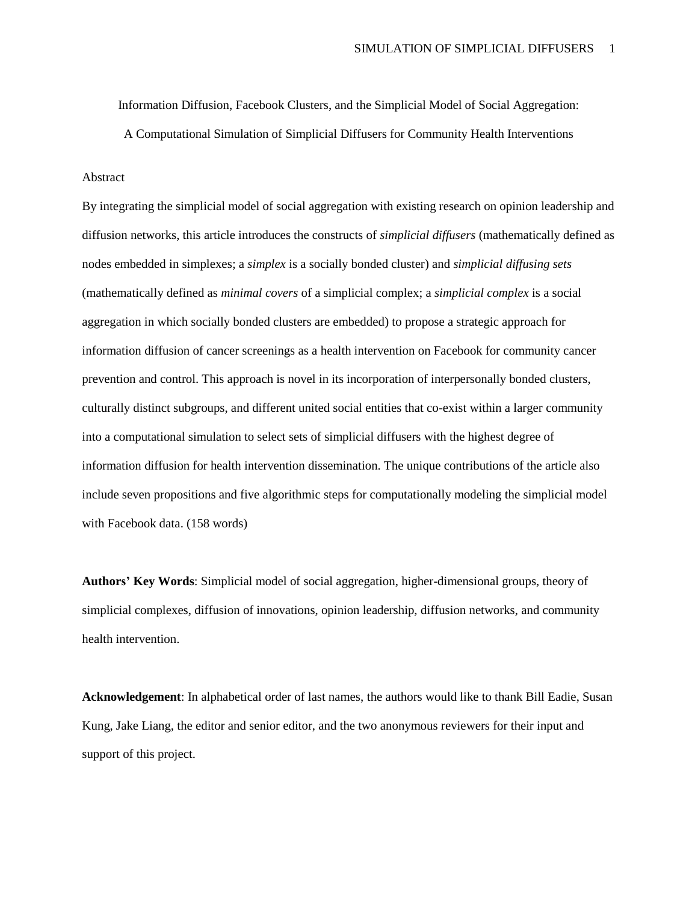Information Diffusion, Facebook Clusters, and the Simplicial Model of Social Aggregation:

A Computational Simulation of Simplicial Diffusers for Community Health Interventions

## Abstract

By integrating the simplicial model of social aggregation with existing research on opinion leadership and diffusion networks, this article introduces the constructs of *simplicial diffusers* (mathematically defined as nodes embedded in simplexes; a *simplex* is a socially bonded cluster) and *simplicial diffusing sets* (mathematically defined as *minimal covers* of a simplicial complex; a *simplicial complex* is a social aggregation in which socially bonded clusters are embedded) to propose a strategic approach for information diffusion of cancer screenings as a health intervention on Facebook for community cancer prevention and control. This approach is novel in its incorporation of interpersonally bonded clusters, culturally distinct subgroups, and different united social entities that co-exist within a larger community into a computational simulation to select sets of simplicial diffusers with the highest degree of information diffusion for health intervention dissemination. The unique contributions of the article also include seven propositions and five algorithmic steps for computationally modeling the simplicial model with Facebook data. (158 words)

**Authors' Key Words**: Simplicial model of social aggregation, higher-dimensional groups, theory of simplicial complexes, diffusion of innovations, opinion leadership, diffusion networks, and community health intervention.

**Acknowledgement**: In alphabetical order of last names, the authors would like to thank Bill Eadie, Susan Kung, Jake Liang, the editor and senior editor, and the two anonymous reviewers for their input and support of this project.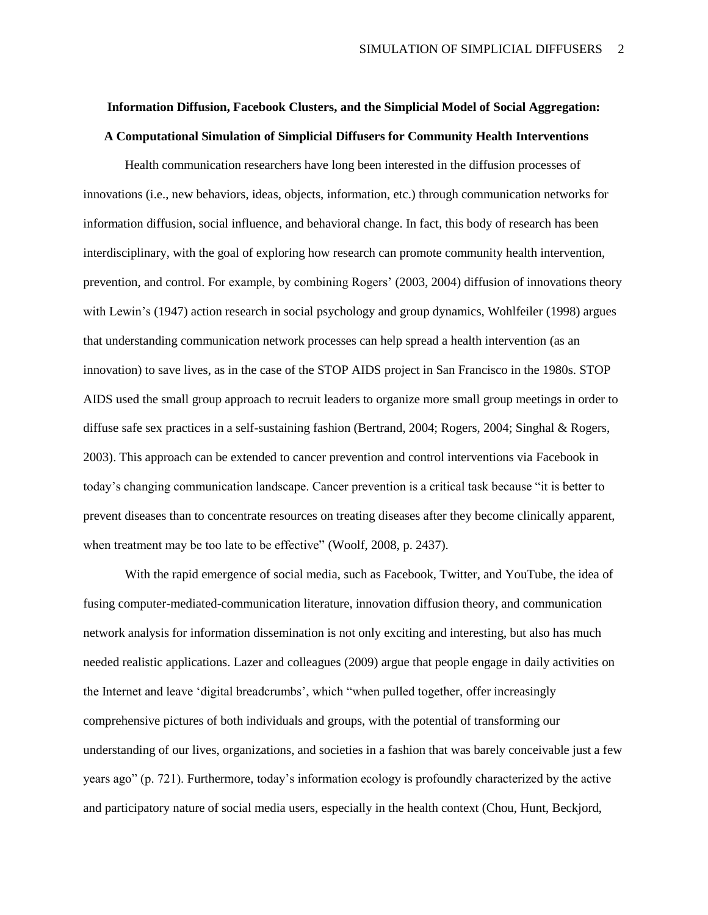**Information Diffusion, Facebook Clusters, and the Simplicial Model of Social Aggregation:**

**A Computational Simulation of Simplicial Diffusers for Community Health Interventions**

Health communication researchers have long been interested in the diffusion processes of innovations (i.e., new behaviors, ideas, objects, information, etc.) through communication networks for information diffusion, social influence, and behavioral change. In fact, this body of research has been interdisciplinary, with the goal of exploring how research can promote community health intervention, prevention, and control. For example, by combining Rogers' (2003, 2004) diffusion of innovations theory with Lewin's (1947) action research in social psychology and group dynamics, Wohlfeiler (1998) argues that understanding communication network processes can help spread a health intervention (as an innovation) to save lives, as in the case of the STOP AIDS project in San Francisco in the 1980s. STOP AIDS used the small group approach to recruit leaders to organize more small group meetings in order to diffuse safe sex practices in a self-sustaining fashion (Bertrand, 2004; Rogers, 2004; Singhal & Rogers, 2003). This approach can be extended to cancer prevention and control interventions via Facebook in today's changing communication landscape. Cancer prevention is a critical task because "it is better to prevent diseases than to concentrate resources on treating diseases after they become clinically apparent, when treatment may be too late to be effective" (Woolf, 2008, p. 2437).

With the rapid emergence of social media, such as Facebook, Twitter, and YouTube, the idea of fusing computer-mediated-communication literature, innovation diffusion theory, and communication network analysis for information dissemination is not only exciting and interesting, but also has much needed realistic applications. Lazer and colleagues (2009) argue that people engage in daily activities on the Internet and leave 'digital breadcrumbs', which "when pulled together, offer increasingly comprehensive pictures of both individuals and groups, with the potential of transforming our understanding of our lives, organizations, and societies in a fashion that was barely conceivable just a few years ago" (p. 721). Furthermore, today's information ecology is profoundly characterized by the active and participatory nature of social media users, especially in the health context (Chou, Hunt, Beckjord,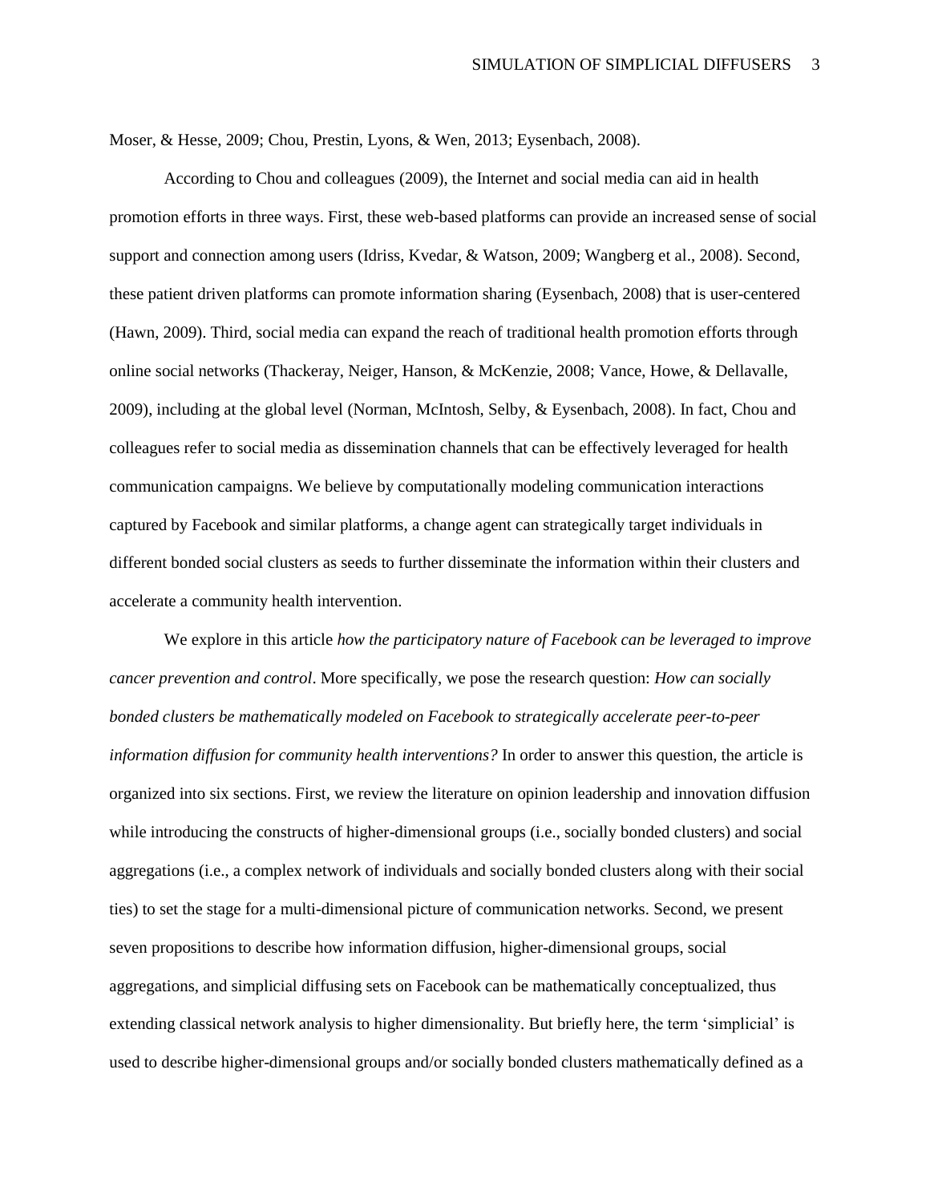Moser, & Hesse, 2009; Chou, Prestin, Lyons, & Wen, 2013; Eysenbach, 2008).

According to Chou and colleagues (2009), the Internet and social media can aid in health promotion efforts in three ways. First, these web-based platforms can provide an increased sense of social support and connection among users (Idriss, Kvedar, & Watson, 2009; Wangberg et al., 2008). Second, these patient driven platforms can promote information sharing (Eysenbach, 2008) that is user-centered (Hawn, 2009). Third, social media can expand the reach of traditional health promotion efforts through online social networks (Thackeray, Neiger, Hanson, & McKenzie, 2008; Vance, Howe, & Dellavalle, 2009), including at the global level (Norman, McIntosh, Selby, & Eysenbach, 2008). In fact, Chou and colleagues refer to social media as dissemination channels that can be effectively leveraged for health communication campaigns. We believe by computationally modeling communication interactions captured by Facebook and similar platforms, a change agent can strategically target individuals in different bonded social clusters as seeds to further disseminate the information within their clusters and accelerate a community health intervention.

We explore in this article *how the participatory nature of Facebook can be leveraged to improve cancer prevention and control*. More specifically, we pose the research question: *How can socially bonded clusters be mathematically modeled on Facebook to strategically accelerate peer-to-peer information diffusion for community health interventions?* In order to answer this question, the article is organized into six sections. First, we review the literature on opinion leadership and innovation diffusion while introducing the constructs of higher-dimensional groups (i.e., socially bonded clusters) and social aggregations (i.e., a complex network of individuals and socially bonded clusters along with their social ties) to set the stage for a multi-dimensional picture of communication networks. Second, we present seven propositions to describe how information diffusion, higher-dimensional groups, social aggregations, and simplicial diffusing sets on Facebook can be mathematically conceptualized, thus extending classical network analysis to higher dimensionality. But briefly here, the term 'simplicial' is used to describe higher-dimensional groups and/or socially bonded clusters mathematically defined as a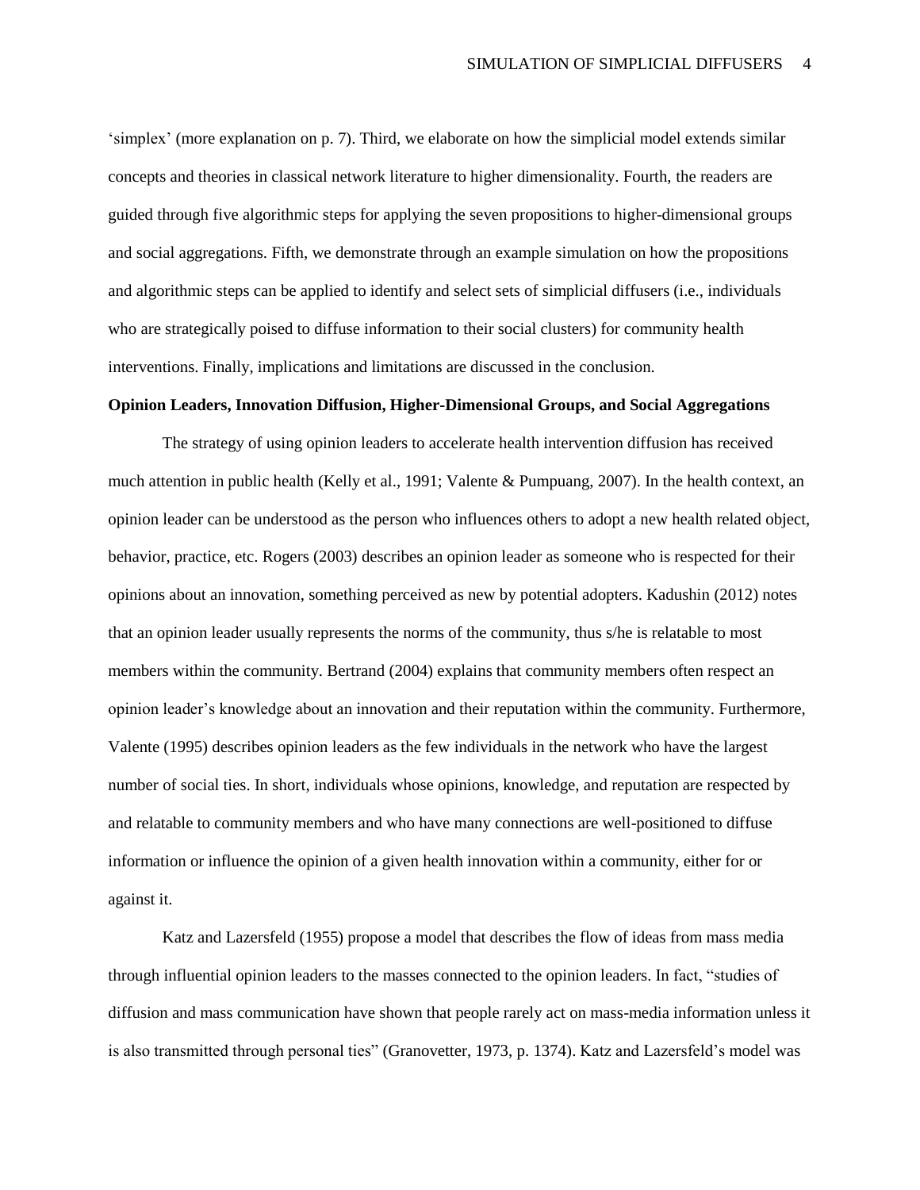'simplex' (more explanation on p. 7). Third, we elaborate on how the simplicial model extends similar concepts and theories in classical network literature to higher dimensionality. Fourth, the readers are guided through five algorithmic steps for applying the seven propositions to higher-dimensional groups and social aggregations. Fifth, we demonstrate through an example simulation on how the propositions and algorithmic steps can be applied to identify and select sets of simplicial diffusers (i.e., individuals who are strategically poised to diffuse information to their social clusters) for community health interventions. Finally, implications and limitations are discussed in the conclusion.

## Opinion Leaders, Innovation Diffusion, Higher-Dimensional Groups, and Social Aggregations

The strategy of using opinion leaders to accelerate health intervention diffusion has received much attention in public health (Kelly et al., 1991; Valente & Pumpuang, 2007). In the health context, an opinion leader can be understood as the person who influences others to adopt a new health related object, behavior, practice, etc. Rogers (2003) describes an opinion leader as someone who is respected for their opinions about an innovation, something perceived as new by potential adopters. Kadushin (2012) notes that an opinion leader usually represents the norms of the community, thus s/he is relatable to most members within the community. Bertrand (2004) explains that community members often respect an opinion leader's knowledge about an innovation and their reputation within the community. Furthermore, Valente (1995) describes opinion leaders as the few individuals in the network who have the largest number of social ties. In short, individuals whose opinions, knowledge, and reputation are respected by and relatable to community members and who have many connections are well-positioned to diffuse information or influence the opinion of a given health innovation within a community, either for or against it.

Katz and Lazersfeld (1955) propose a model that describes the flow of ideas from mass media through influential opinion leaders to the masses connected to the opinion leaders. In fact, "studies of diffusion and mass communication have shown that people rarely act on mass-media information unless it is also transmitted through personal ties" (Granovetter, 1973, p. 1374). Katz and Lazersfeld's model was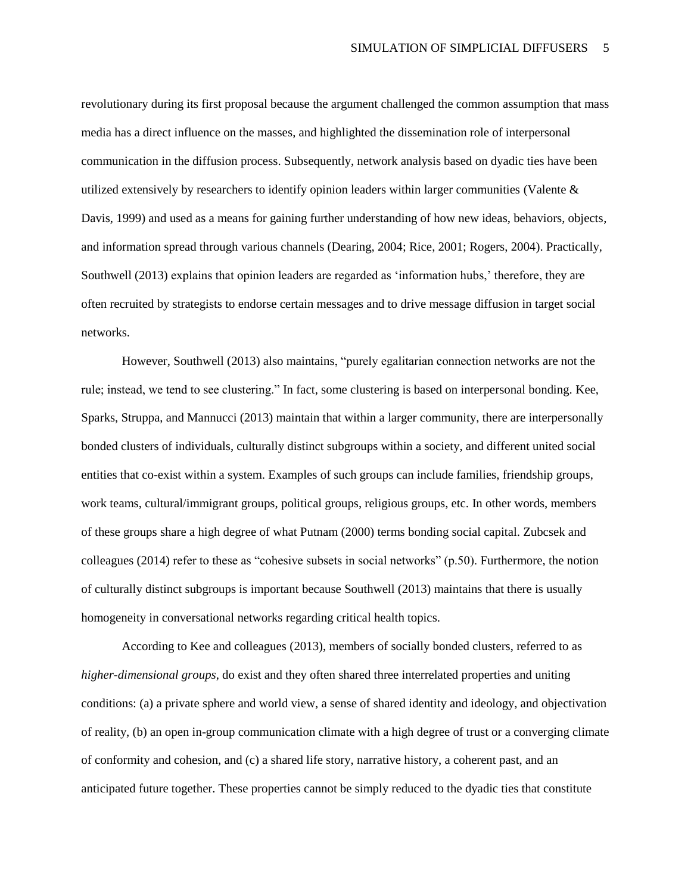revolutionary during its first proposal because the argument challenged the common assumption that mass media has a direct influence on the masses, and highlighted the dissemination role of interpersonal communication in the diffusion process. Subsequently, network analysis based on dyadic ties have been utilized extensively by researchers to identify opinion leaders within larger communities (Valente & Davis, 1999) and used as a means for gaining further understanding of how new ideas, behaviors, objects, and information spread through various channels (Dearing, 2004; Rice, 2001; Rogers, 2004). Practically, Southwell (2013) explains that opinion leaders are regarded as 'information hubs,' therefore, they are often recruited by strategists to endorse certain messages and to drive message diffusion in target social networks.

However, Southwell (2013) also maintains, "purely egalitarian connection networks are not the rule; instead, we tend to see clustering." In fact, some clustering is based on interpersonal bonding. Kee, Sparks, Struppa, and Mannucci (2013) maintain that within a larger community, there are interpersonally bonded clusters of individuals, culturally distinct subgroups within a society, and different united social entities that co-exist within a system. Examples of such groups can include families, friendship groups, work teams, cultural/immigrant groups, political groups, religious groups, etc. In other words, members of these groups share a high degree of what Putnam (2000) terms bonding social capital. Zubcsek and colleagues (2014) refer to these as "cohesive subsets in social networks" (p.50). Furthermore, the notion of culturally distinct subgroups is important because Southwell (2013) maintains that there is usually homogeneity in conversational networks regarding critical health topics.

According to Kee and colleagues (2013), members of socially bonded clusters, referred to as *higher-dimensional groups*, do exist and they often shared three interrelated properties and uniting conditions: (a) a private sphere and world view, a sense of shared identity and ideology, and objectivation of reality, (b) an open in-group communication climate with a high degree of trust or a converging climate of conformity and cohesion, and (c) a shared life story, narrative history, a coherent past, and an anticipated future together. These properties cannot be simply reduced to the dyadic ties that constitute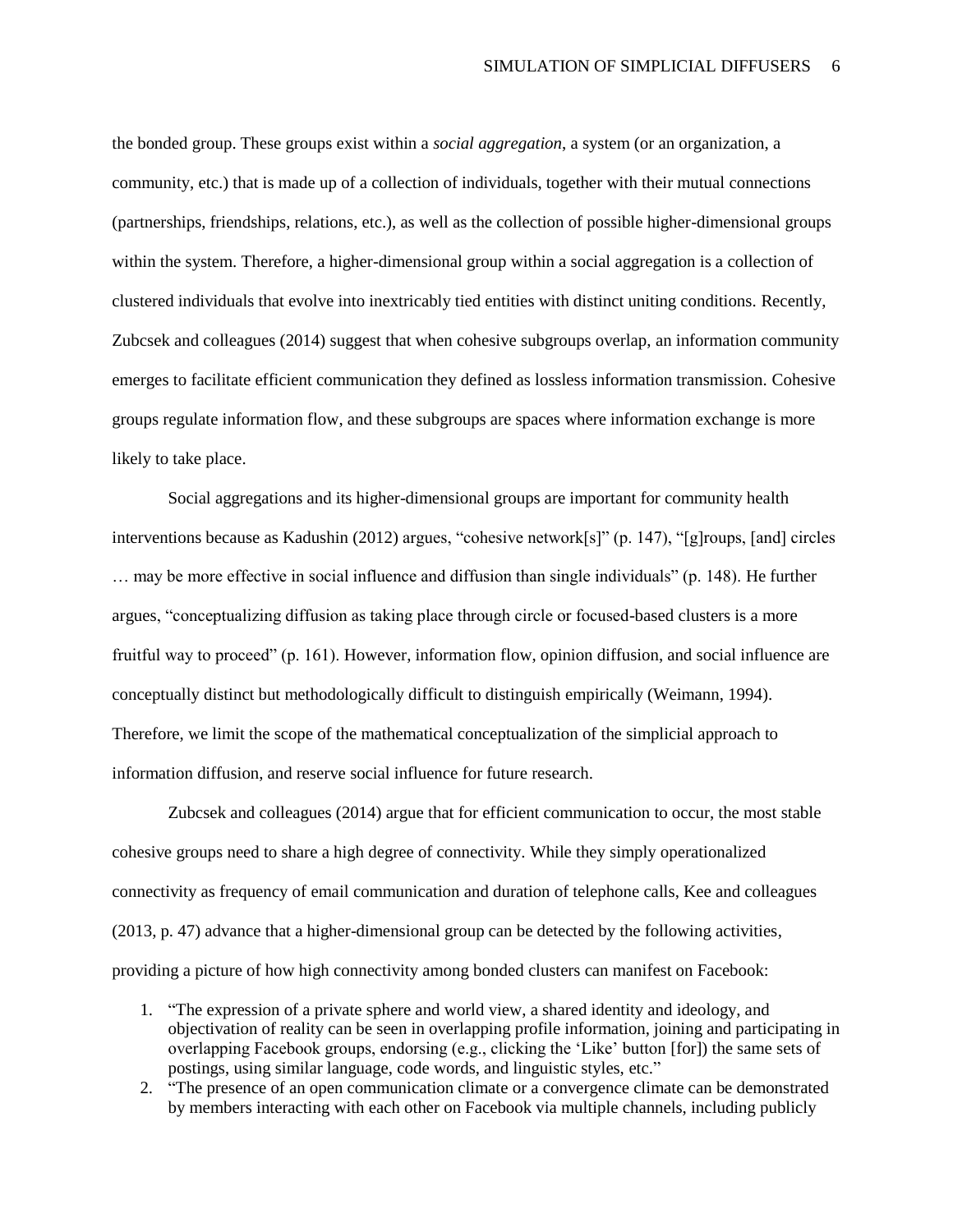the bonded group. These groups exist within a *social aggregation*, a system (or an organization, a community, etc.) that is made up of a collection of individuals, together with their mutual connections (partnerships, friendships, relations, etc.), as well as the collection of possible higher-dimensional groups within the system. Therefore, a higher-dimensional group within a social aggregation is a collection of clustered individuals that evolve into inextricably tied entities with distinct uniting conditions. Recently, Zubcsek and colleagues (2014) suggest that when cohesive subgroups overlap, an information community emerges to facilitate efficient communication they defined as lossless information transmission. Cohesive groups regulate information flow, and these subgroups are spaces where information exchange is more likely to take place.

Social aggregations and its higher-dimensional groups are important for community health interventions because as Kadushin (2012) argues, "cohesive network[s]" (p. 147), "[g]roups, [and] circles … may be more effective in social influence and diffusion than single individuals" (p. 148). He further argues, "conceptualizing diffusion as taking place through circle or focused-based clusters is a more fruitful way to proceed" (p. 161). However, information flow, opinion diffusion, and social influence are conceptually distinct but methodologically difficult to distinguish empirically (Weimann, 1994). Therefore, we limit the scope of the mathematical conceptualization of the simplicial approach to information diffusion, and reserve social influence for future research.

Zubcsek and colleagues (2014) argue that for efficient communication to occur, the most stable cohesive groups need to share a high degree of connectivity. While they simply operationalized connectivity as frequency of email communication and duration of telephone calls, Kee and colleagues (2013, p. 47) advance that a higher-dimensional group can be detected by the following activities, providing a picture of how high connectivity among bonded clusters can manifest on Facebook:

1. "The expression of a private sphere and world view, a shared identity and ideology, and objectivation of reality can be seen in overlapping profile information, joining and participating in overlapping Facebook groups, endorsing (e.g., clicking the 'Like' button [for]) the same sets of postings, using similar language, code words, and linguistic styles, etc."
2. "The presence of an open communication climate or a convergence climate can be demonstrated by members interacting with each other on Facebook via multiple channels, including publicly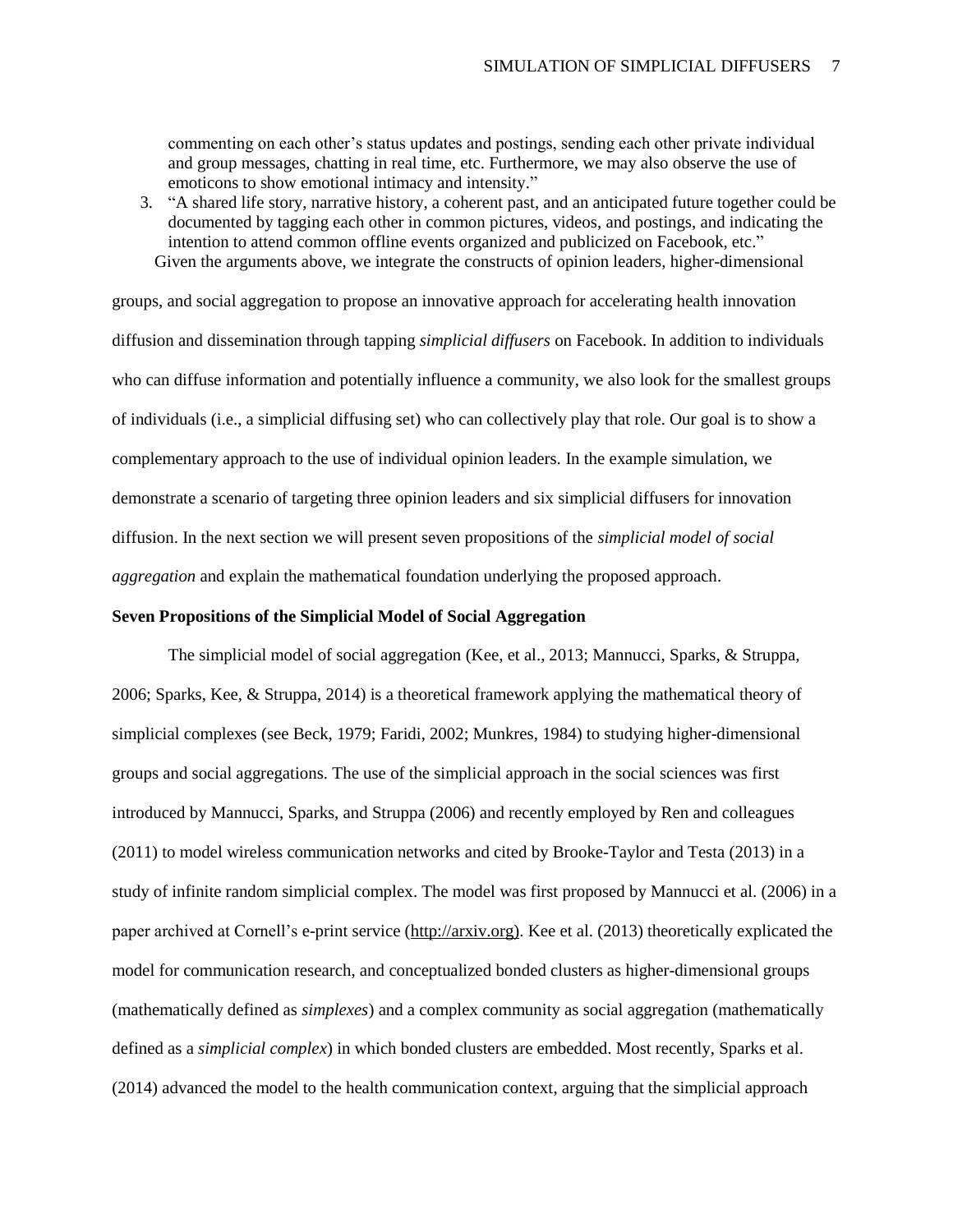commenting on each other's status updates and postings, sending each other private individual and group messages, chatting in real time, etc. Furthermore, we may also observe the use of emoticons to show emotional intimacy and intensity."

3. "A shared life story, narrative history, a coherent past, and an anticipated future together could be documented by tagging each other in common pictures, videos, and postings, and indicating the intention to attend common offline events organized and publicized on Facebook, etc."

Given the arguments above, we integrate the constructs of opinion leaders, higher-dimensional groups, and social aggregation to propose an innovative approach for accelerating health innovation diffusion and dissemination through tapping *simplicial diffusers* on Facebook. In addition to individuals who can diffuse information and potentially influence a community, we also look for the smallest groups of individuals (i.e., a simplicial diffusing set) who can collectively play that role. Our goal is to show a complementary approach to the use of individual opinion leaders. In the example simulation, we demonstrate a scenario of targeting three opinion leaders and six simplicial diffusers for innovation diffusion. In the next section we will present seven propositions of the *simplicial model of social aggregation* and explain the mathematical foundation underlying the proposed approach.

**Seven Propositions of the Simplicial Model of Social Aggregation**

The simplicial model of social aggregation (Kee, et al., 2013; Mannucci, Sparks, & Struppa, 2006; Sparks, Kee, & Struppa, 2014) is a theoretical framework applying the mathematical theory of simplicial complexes (see Beck, 1979; Faridi, 2002; Munkres, 1984) to studying higher-dimensional groups and social aggregations. The use of the simplicial approach in the social sciences was first introduced by Mannucci, Sparks, and Struppa (2006) and recently employed by Ren and colleagues (2011) to model wireless communication networks and cited by Brooke-Taylor and Testa (2013) in a study of infinite random simplicial complex. The model was first proposed by Mannucci et al. (2006) in a paper archived at Cornell's e-print service (http://arxiv.org). Kee et al. (2013) theoretically explicated the model for communication research, and conceptualized bonded clusters as higher-dimensional groups (mathematically defined as *simplexes*) and a complex community as social aggregation (mathematically defined as a *simplicial complex*) in which bonded clusters are embedded. Most recently, Sparks et al. (2014) advanced the model to the health communication context, arguing that the simplicial approach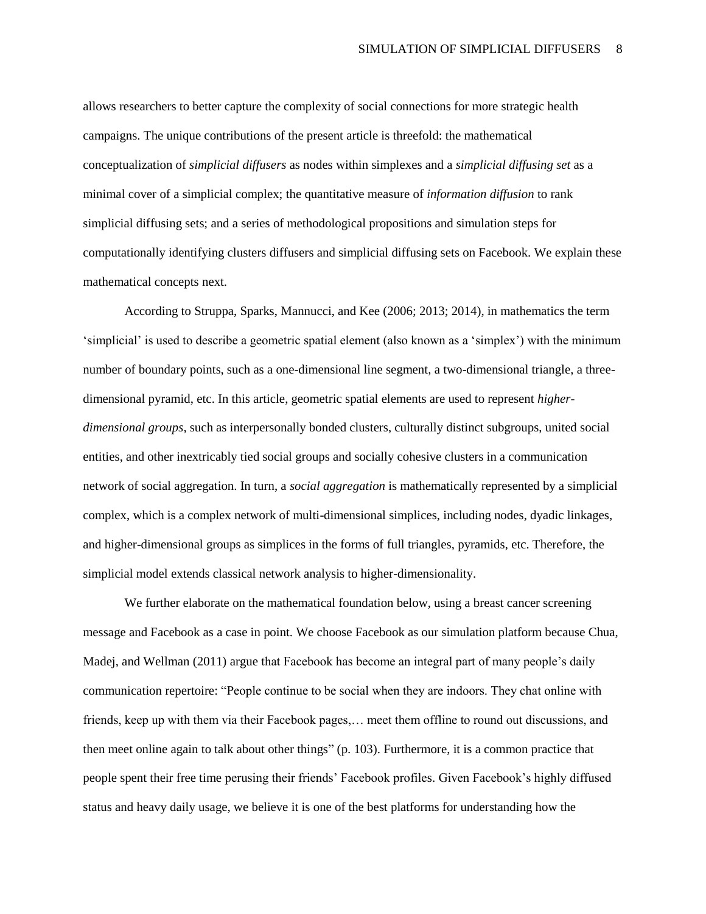allows researchers to better capture the complexity of social connections for more strategic health campaigns. The unique contributions of the present article is threefold: the mathematical conceptualization of *simplicial diffusers* as nodes within simplexes and a *simplicial diffusing set* as a minimal cover of a simplicial complex; the quantitative measure of *information diffusion* to rank simplicial diffusing sets; and a series of methodological propositions and simulation steps for computationally identifying clusters diffusers and simplicial diffusing sets on Facebook. We explain these mathematical concepts next.

According to Struppa, Sparks, Mannucci, and Kee (2006; 2013; 2014), in mathematics the term 'simplicial' is used to describe a geometric spatial element (also known as a 'simplex') with the minimum number of boundary points, such as a one-dimensional line segment, a two-dimensional triangle, a three-dimensional pyramid, etc. In this article, geometric spatial elements are used to represent *higher-dimensional groups*, such as interpersonally bonded clusters, culturally distinct subgroups, united social entities, and other inextricably tied social groups and socially cohesive clusters in a communication network of social aggregation. In turn, a *social aggregation* is mathematically represented by a simplicial complex, which is a complex network of multi-dimensional simplices, including nodes, dyadic linkages, and higher-dimensional groups as simplices in the forms of full triangles, pyramids, etc. Therefore, the simplicial model extends classical network analysis to higher-dimensionality.

We further elaborate on the mathematical foundation below, using a breast cancer screening message and Facebook as a case in point. We choose Facebook as our simulation platform because Chua, Madej, and Wellman (2011) argue that Facebook has become an integral part of many people's daily communication repertoire: "People continue to be social when they are indoors. They chat online with friends, keep up with them via their Facebook pages,… meet them offline to round out discussions, and then meet online again to talk about other things" (p. 103). Furthermore, it is a common practice that people spent their free time perusing their friends' Facebook profiles. Given Facebook's highly diffused status and heavy daily usage, we believe it is one of the best platforms for understanding how the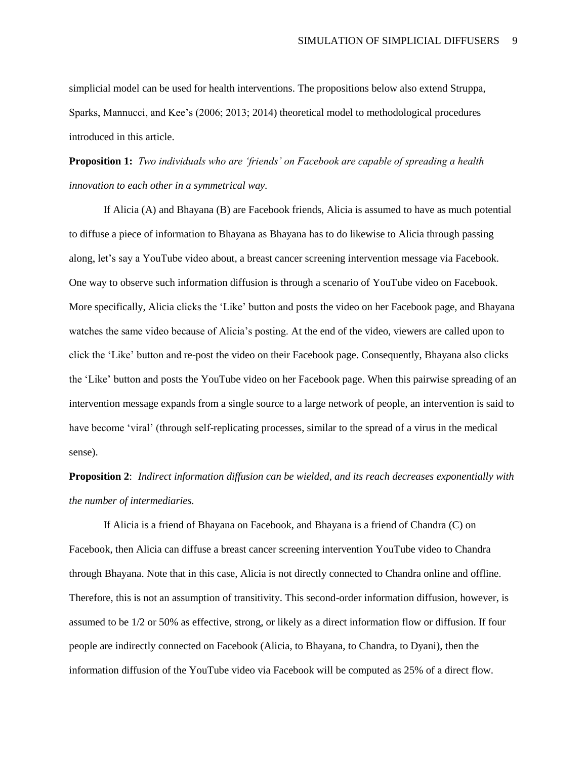simplicial model can be used for health interventions. The propositions below also extend Struppa, Sparks, Mannucci, and Kee's (2006; 2013; 2014) theoretical model to methodological procedures introduced in this article.

**Proposition 1:** *Two individuals who are 'friends' on Facebook are capable of spreading a health innovation to each other in a symmetrical way.*

If Alicia (A) and Bhayana (B) are Facebook friends, Alicia is assumed to have as much potential to diffuse a piece of information to Bhayana as Bhayana has to do likewise to Alicia through passing along, let's say a YouTube video about, a breast cancer screening intervention message via Facebook. One way to observe such information diffusion is through a scenario of YouTube video on Facebook. More specifically, Alicia clicks the 'Like' button and posts the video on her Facebook page, and Bhayana watches the same video because of Alicia's posting. At the end of the video, viewers are called upon to click the 'Like' button and re-post the video on their Facebook page. Consequently, Bhayana also clicks the 'Like' button and posts the YouTube video on her Facebook page. When this pairwise spreading of an intervention message expands from a single source to a large network of people, an intervention is said to have become 'viral' (through self-replicating processes, similar to the spread of a virus in the medical sense).

**Proposition 2**: *Indirect information diffusion can be wielded, and its reach decreases exponentially with the number of intermediaries.*

If Alicia is a friend of Bhayana on Facebook, and Bhayana is a friend of Chandra (C) on Facebook, then Alicia can diffuse a breast cancer screening intervention YouTube video to Chandra through Bhayana. Note that in this case, Alicia is not directly connected to Chandra online and offline. Therefore, this is not an assumption of transitivity. This second-order information diffusion, however, is assumed to be 1/2 or 50% as effective, strong, or likely as a direct information flow or diffusion. If four people are indirectly connected on Facebook (Alicia, to Bhayana, to Chandra, to Dyani), then the information diffusion of the YouTube video via Facebook will be computed as 25% of a direct flow.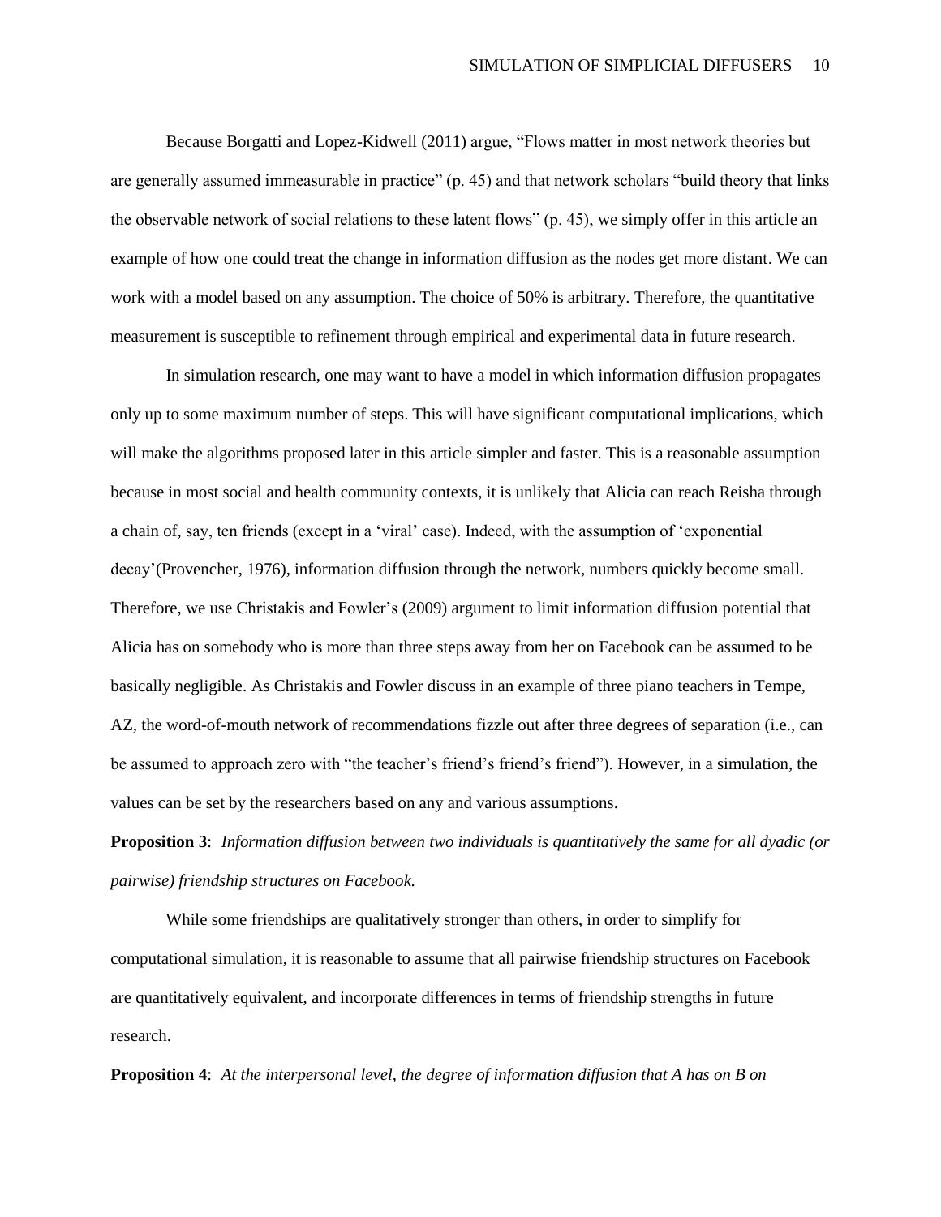Because Borgatti and Lopez-Kidwell (2011) argue, “Flows matter in most network theories but are generally assumed immeasurable in practice” (p. 45) and that network scholars “build theory that links the observable network of social relations to these latent flows” (p. 45), we simply offer in this article an example of how one could treat the change in information diffusion as the nodes get more distant. We can work with a model based on any assumption. The choice of 50% is arbitrary. Therefore, the quantitative measurement is susceptible to refinement through empirical and experimental data in future research.

In simulation research, one may want to have a model in which information diffusion propagates only up to some maximum number of steps. This will have significant computational implications, which will make the algorithms proposed later in this article simpler and faster. This is a reasonable assumption because in most social and health community contexts, it is unlikely that Alicia can reach Reisha through a chain of, say, ten friends (except in a ‘viral’ case). Indeed, with the assumption of ‘exponential decay’(Provencher, 1976), information diffusion through the network, numbers quickly become small. Therefore, we use Christakis and Fowler’s (2009) argument to limit information diffusion potential that Alicia has on somebody who is more than three steps away from her on Facebook can be assumed to be basically negligible. As Christakis and Fowler discuss in an example of three piano teachers in Tempe, AZ, the word-of-mouth network of recommendations fizzle out after three degrees of separation (i.e., can be assumed to approach zero with “the teacher’s friend’s friend’s friend”). However, in a simulation, the values can be set by the researchers based on any and various assumptions.

**Proposition 3**: *Information diffusion between two individuals is quantitatively the same for all dyadic (or pairwise) friendship structures on Facebook.*

While some friendships are qualitatively stronger than others, in order to simplify for computational simulation, it is reasonable to assume that all pairwise friendship structures on Facebook are quantitatively equivalent, and incorporate differences in terms of friendship strengths in future research.

**Proposition 4**: *At the interpersonal level, the degree of information diffusion that A has on B on*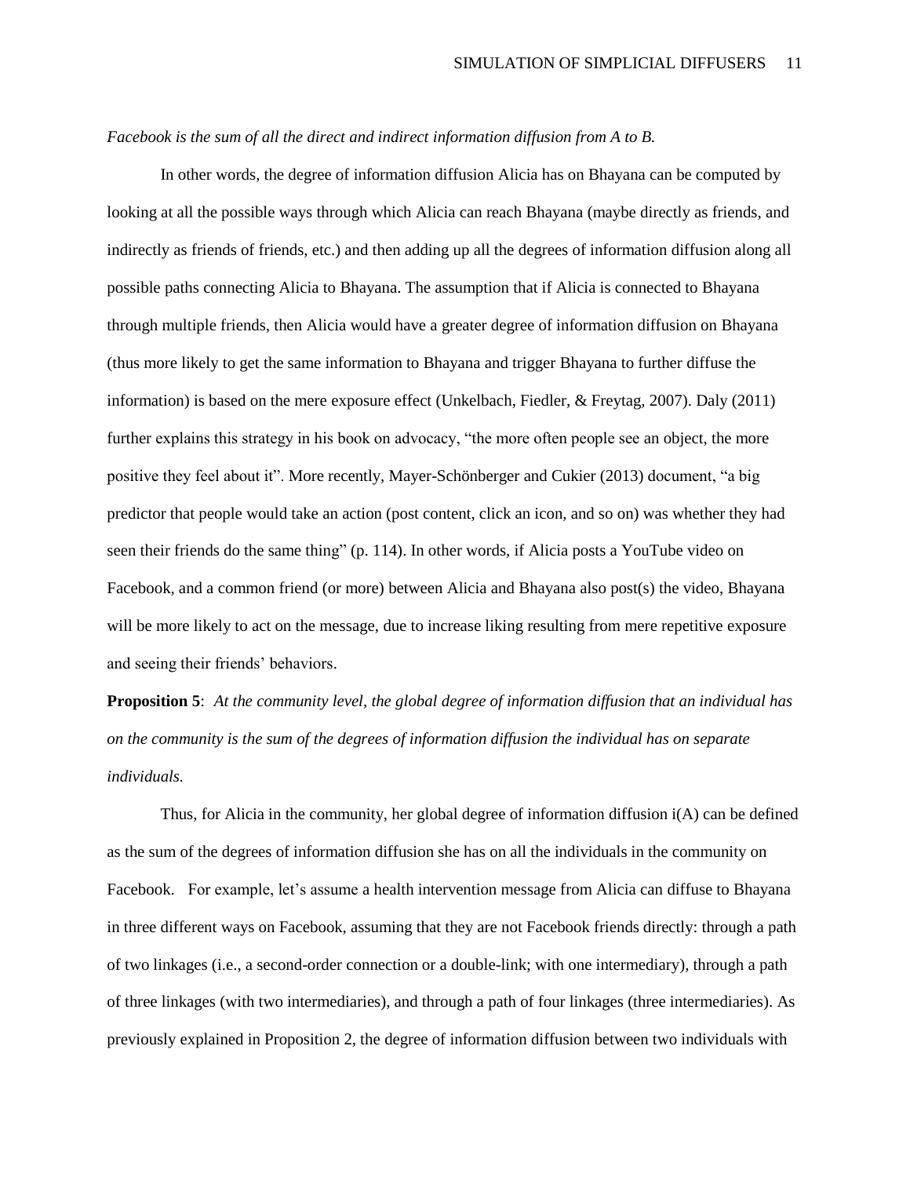*Facebook is the sum of all the direct and indirect information diffusion from A to B.*

In other words, the degree of information diffusion Alicia has on Bhayana can be computed by looking at all the possible ways through which Alicia can reach Bhayana (maybe directly as friends, and indirectly as friends of friends, etc.) and then adding up all the degrees of information diffusion along all possible paths connecting Alicia to Bhayana. The assumption that if Alicia is connected to Bhayana through multiple friends, then Alicia would have a greater degree of information diffusion on Bhayana (thus more likely to get the same information to Bhayana and trigger Bhayana to further diffuse the information) is based on the mere exposure effect (Unkelbach, Fiedler, & Freytag, 2007). Daly (2011) further explains this strategy in his book on advocacy, "the more often people see an object, the more positive they feel about it". More recently, Mayer-Schönberger and Cukier (2013) document, "a big predictor that people would take an action (post content, click an icon, and so on) was whether they had seen their friends do the same thing" (p. 114). In other words, if Alicia posts a YouTube video on Facebook, and a common friend (or more) between Alicia and Bhayana also post(s) the video, Bhayana will be more likely to act on the message, due to increase liking resulting from mere repetitive exposure and seeing their friends' behaviors.

**Proposition 5**: *At the community level, the global degree of information diffusion that an individual has on the community is the sum of the degrees of information diffusion the individual has on separate individuals.*

Thus, for Alicia in the community, her global degree of information diffusion i(A) can be defined as the sum of the degrees of information diffusion she has on all the individuals in the community on Facebook. For example, let's assume a health intervention message from Alicia can diffuse to Bhayana in three different ways on Facebook, assuming that they are not Facebook friends directly: through a path of two linkages (i.e., a second-order connection or a double-link; with one intermediary), through a path of three linkages (with two intermediaries), and through a path of four linkages (three intermediaries). As previously explained in Proposition 2, the degree of information diffusion between two individuals with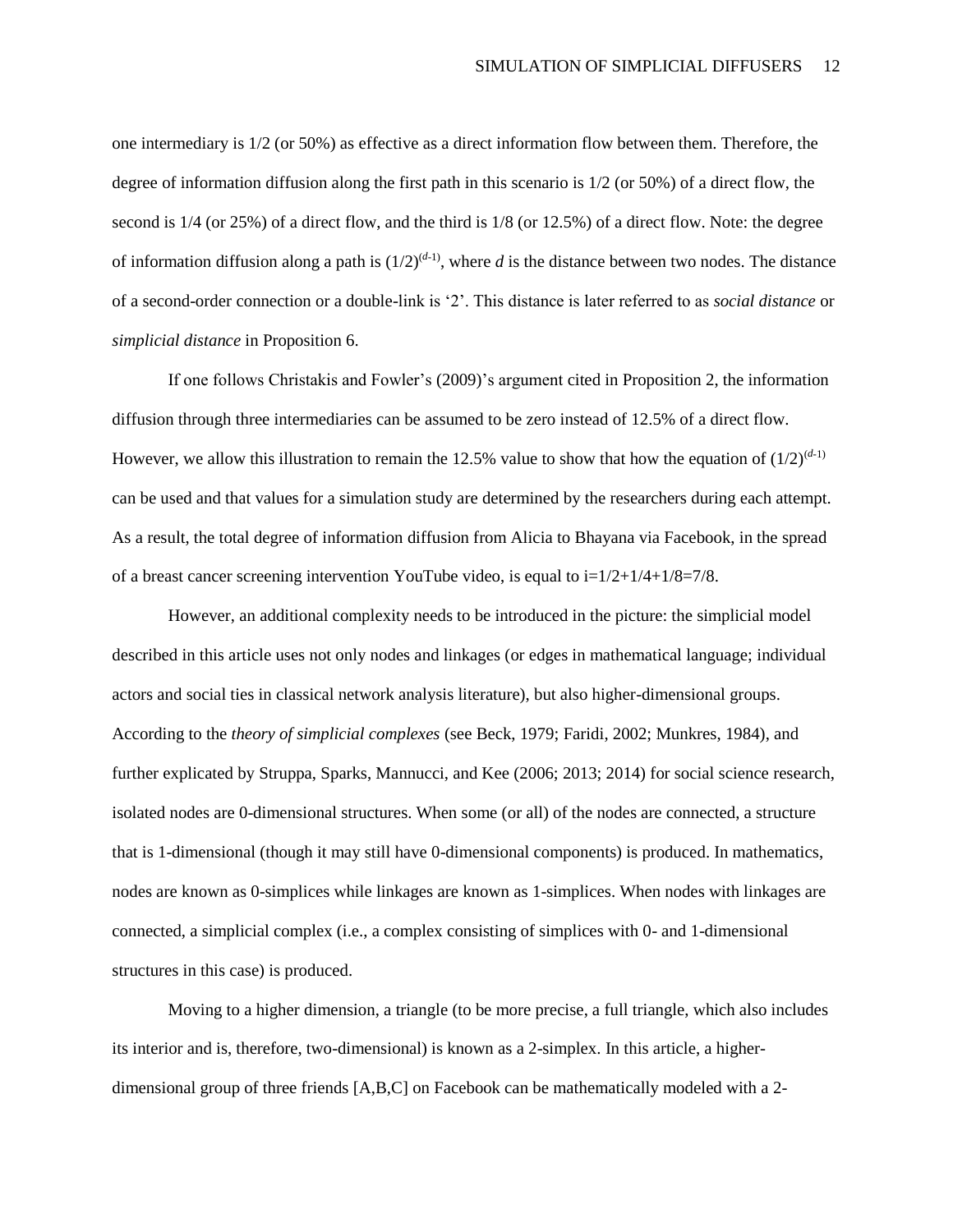one intermediary is 1/2 (or 50%) as effective as a direct information flow between them. Therefore, the degree of information diffusion along the first path in this scenario is 1/2 (or 50%) of a direct flow, the second is 1/4 (or 25%) of a direct flow, and the third is 1/8 (or 12.5%) of a direct flow. Note: the degree of information diffusion along a path is $(1/2)^{(d-1)}$, where *d* is the distance between two nodes. The distance of a second-order connection or a double-link is '2'. This distance is later referred to as *social distance* or *simplicial distance* in Proposition 6.

If one follows Christakis and Fowler's (2009)'s argument cited in Proposition 2, the information diffusion through three intermediaries can be assumed to be zero instead of 12.5% of a direct flow. However, we allow this illustration to remain the 12.5% value to show that how the equation of $(1/2)^{(d-1)}$ can be used and that values for a simulation study are determined by the researchers during each attempt. As a result, the total degree of information diffusion from Alicia to Bhayana via Facebook, in the spread of a breast cancer screening intervention YouTube video, is equal to $i=1/2+1/4+1/8=7/8$.

However, an additional complexity needs to be introduced in the picture: the simplicial model described in this article uses not only nodes and linkages (or edges in mathematical language; individual actors and social ties in classical network analysis literature), but also higher-dimensional groups. According to the *theory of simplicial complexes* (see Beck, 1979; Faridi, 2002; Munkres, 1984), and further explicated by Struppa, Sparks, Mannucci, and Kee (2006; 2013; 2014) for social science research, isolated nodes are 0-dimensional structures. When some (or all) of the nodes are connected, a structure that is 1-dimensional (though it may still have 0-dimensional components) is produced. In mathematics, nodes are known as 0-simplices while linkages are known as 1-simplices. When nodes with linkages are connected, a simplicial complex (i.e., a complex consisting of simplices with 0- and 1-dimensional structures in this case) is produced.

Moving to a higher dimension, a triangle (to be more precise, a full triangle, which also includes its interior and is, therefore, two-dimensional) is known as a 2-simplex. In this article, a higher-dimensional group of three friends [A,B,C] on Facebook can be mathematically modeled with a 2-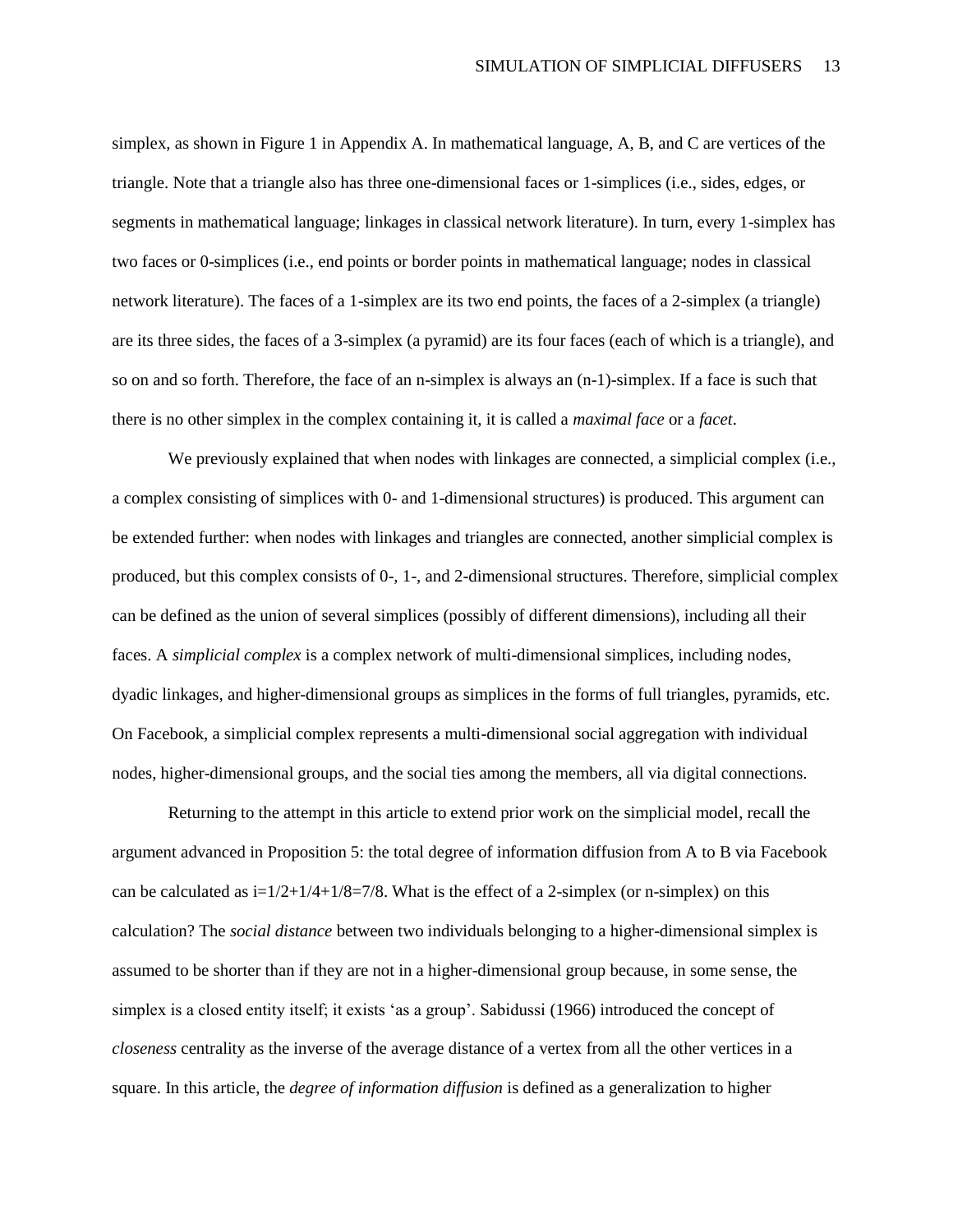simplex, as shown in Figure 1 in Appendix A. In mathematical language, A, B, and C are vertices of the triangle. Note that a triangle also has three one-dimensional faces or 1-simplices (i.e., sides, edges, or segments in mathematical language; linkages in classical network literature). In turn, every 1-simplex has two faces or 0-simplices (i.e., end points or border points in mathematical language; nodes in classical network literature). The faces of a 1-simplex are its two end points, the faces of a 2-simplex (a triangle) are its three sides, the faces of a 3-simplex (a pyramid) are its four faces (each of which is a triangle), and so on and so forth. Therefore, the face of an n-simplex is always an (n-1)-simplex. If a face is such that there is no other simplex in the complex containing it, it is called a *maximal face* or a *facet*.

We previously explained that when nodes with linkages are connected, a simplicial complex (i.e., a complex consisting of simplices with 0- and 1-dimensional structures) is produced. This argument can be extended further: when nodes with linkages and triangles are connected, another simplicial complex is produced, but this complex consists of 0-, 1-, and 2-dimensional structures. Therefore, simplicial complex can be defined as the union of several simplices (possibly of different dimensions), including all their faces. A *simplicial complex* is a complex network of multi-dimensional simplices, including nodes, dyadic linkages, and higher-dimensional groups as simplices in the forms of full triangles, pyramids, etc. On Facebook, a simplicial complex represents a multi-dimensional social aggregation with individual nodes, higher-dimensional groups, and the social ties among the members, all via digital connections.

Returning to the attempt in this article to extend prior work on the simplicial model, recall the argument advanced in Proposition 5: the total degree of information diffusion from A to B via Facebook can be calculated as $i=1/2+1/4+1/8=7/8$. What is the effect of a 2-simplex (or n-simplex) on this calculation? The *social distance* between two individuals belonging to a higher-dimensional simplex is assumed to be shorter than if they are not in a higher-dimensional group because, in some sense, the simplex is a closed entity itself; it exists 'as a group'. Sabidussi (1966) introduced the concept of *closeness* centrality as the inverse of the average distance of a vertex from all the other vertices in a square. In this article, the *degree of information diffusion* is defined as a generalization to higher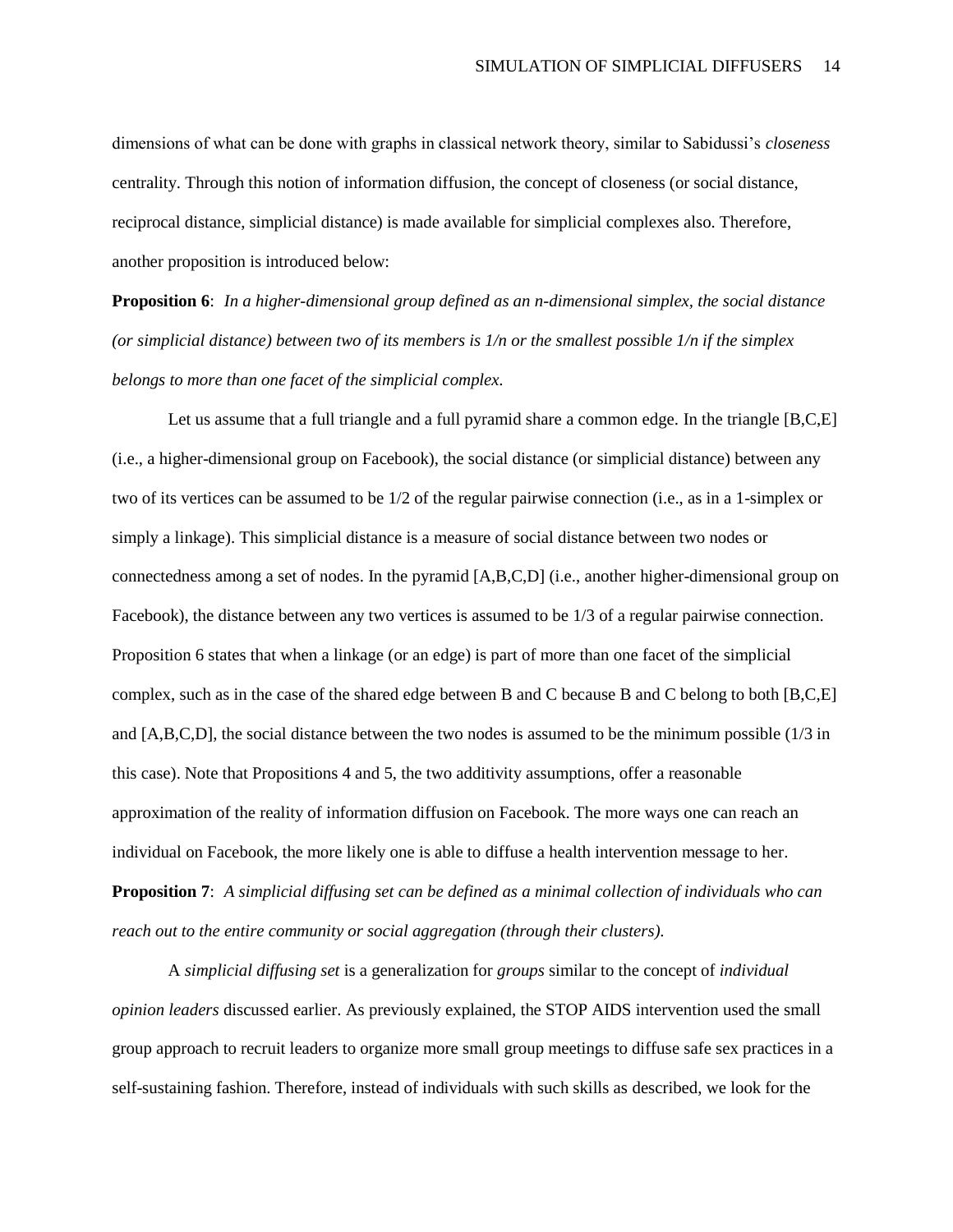dimensions of what can be done with graphs in classical network theory, similar to Sabidussi's *closeness* centrality. Through this notion of information diffusion, the concept of closeness (or social distance, reciprocal distance, simplicial distance) is made available for simplicial complexes also. Therefore, another proposition is introduced below:

**Proposition 6**: *In a higher-dimensional group defined as an n-dimensional simplex, the social distance (or simplicial distance) between two of its members is 1/n or the smallest possible 1/n if the simplex belongs to more than one facet of the simplicial complex.*

Let us assume that a full triangle and a full pyramid share a common edge. In the triangle [B,C,E] (i.e., a higher-dimensional group on Facebook), the social distance (or simplicial distance) between any two of its vertices can be assumed to be 1/2 of the regular pairwise connection (i.e., as in a 1-simplex or simply a linkage). This simplicial distance is a measure of social distance between two nodes or connectedness among a set of nodes. In the pyramid [A,B,C,D] (i.e., another higher-dimensional group on Facebook), the distance between any two vertices is assumed to be 1/3 of a regular pairwise connection. Proposition 6 states that when a linkage (or an edge) is part of more than one facet of the simplicial complex, such as in the case of the shared edge between B and C because B and C belong to both [B,C,E] and [A,B,C,D], the social distance between the two nodes is assumed to be the minimum possible (1/3 in this case). Note that Propositions 4 and 5, the two additivity assumptions, offer a reasonable approximation of the reality of information diffusion on Facebook. The more ways one can reach an individual on Facebook, the more likely one is able to diffuse a health intervention message to her.

**Proposition 7**: *A simplicial diffusing set can be defined as a minimal collection of individuals who can reach out to the entire community or social aggregation (through their clusters).*

A *simplicial diffusing set* is a generalization for *groups* similar to the concept of *individual opinion leaders* discussed earlier. As previously explained, the STOP AIDS intervention used the small group approach to recruit leaders to organize more small group meetings to diffuse safe sex practices in a self-sustaining fashion. Therefore, instead of individuals with such skills as described, we look for the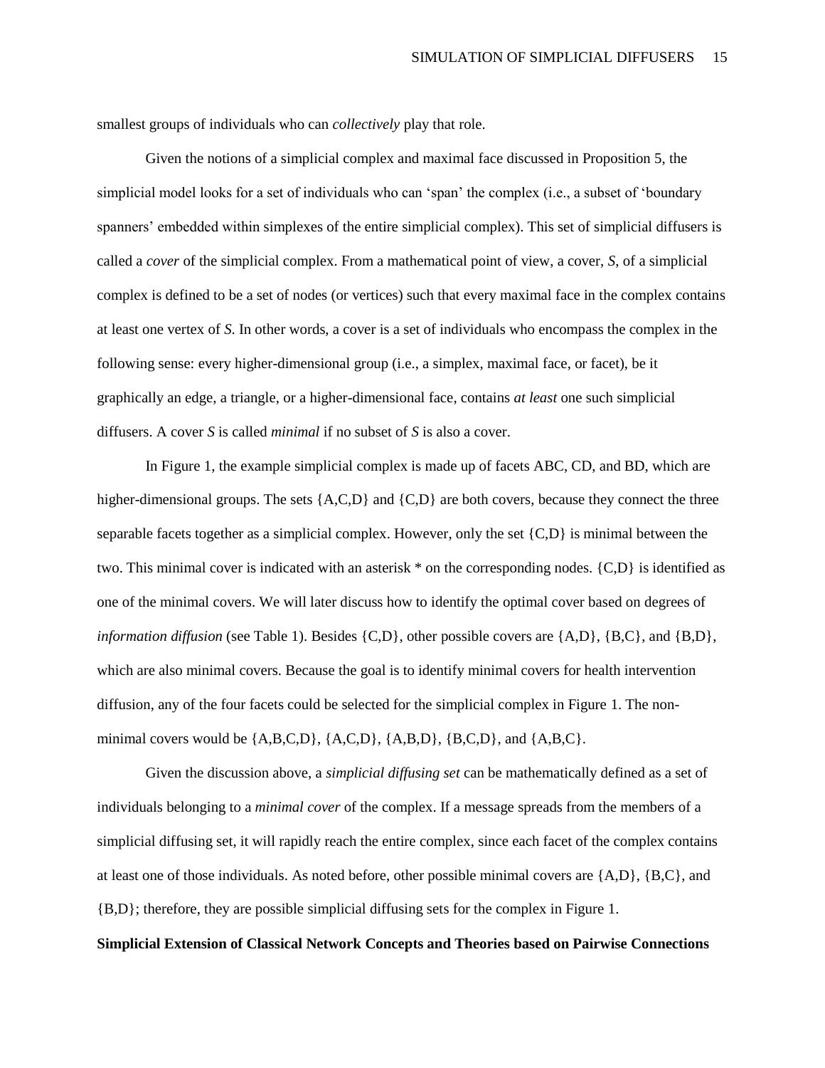smallest groups of individuals who can *collectively* play that role.

Given the notions of a simplicial complex and maximal face discussed in Proposition 5, the simplicial model looks for a set of individuals who can 'span' the complex (i.e., a subset of 'boundary spanners' embedded within simplexes of the entire simplicial complex). This set of simplicial diffusers is called a *cover* of the simplicial complex. From a mathematical point of view, a cover, *S*, of a simplicial complex is defined to be a set of nodes (or vertices) such that every maximal face in the complex contains at least one vertex of *S*. In other words, a cover is a set of individuals who encompass the complex in the following sense: every higher-dimensional group (i.e., a simplex, maximal face, or facet), be it graphically an edge, a triangle, or a higher-dimensional face, contains *at least* one such simplicial diffusers. A cover *S* is called *minimal* if no subset of *S* is also a cover.

In Figure 1, the example simplicial complex is made up of facets ABC, CD, and BD, which are higher-dimensional groups. The sets {A,C,D} and {C,D} are both covers, because they connect the three separable facets together as a simplicial complex. However, only the set {C,D} is minimal between the two. This minimal cover is indicated with an asterisk * on the corresponding nodes. {C,D} is identified as one of the minimal covers. We will later discuss how to identify the optimal cover based on degrees of *information diffusion* (see Table 1). Besides {C,D}, other possible covers are {A,D}, {B,C}, and {B,D}, which are also minimal covers. Because the goal is to identify minimal covers for health intervention diffusion, any of the four facets could be selected for the simplicial complex in Figure 1. The non-minimal covers would be {A,B,C,D}, {A,C,D}, {A,B,D}, {B,C,D}, and {A,B,C}.

Given the discussion above, a *simplicial diffusing set* can be mathematically defined as a set of individuals belonging to a *minimal cover* of the complex. If a message spreads from the members of a simplicial diffusing set, it will rapidly reach the entire complex, since each facet of the complex contains at least one of those individuals. As noted before, other possible minimal covers are {A,D}, {B,C}, and {B,D}; therefore, they are possible simplicial diffusing sets for the complex in Figure 1.

**Simplicial Extension of Classical Network Concepts and Theories based on Pairwise Connections**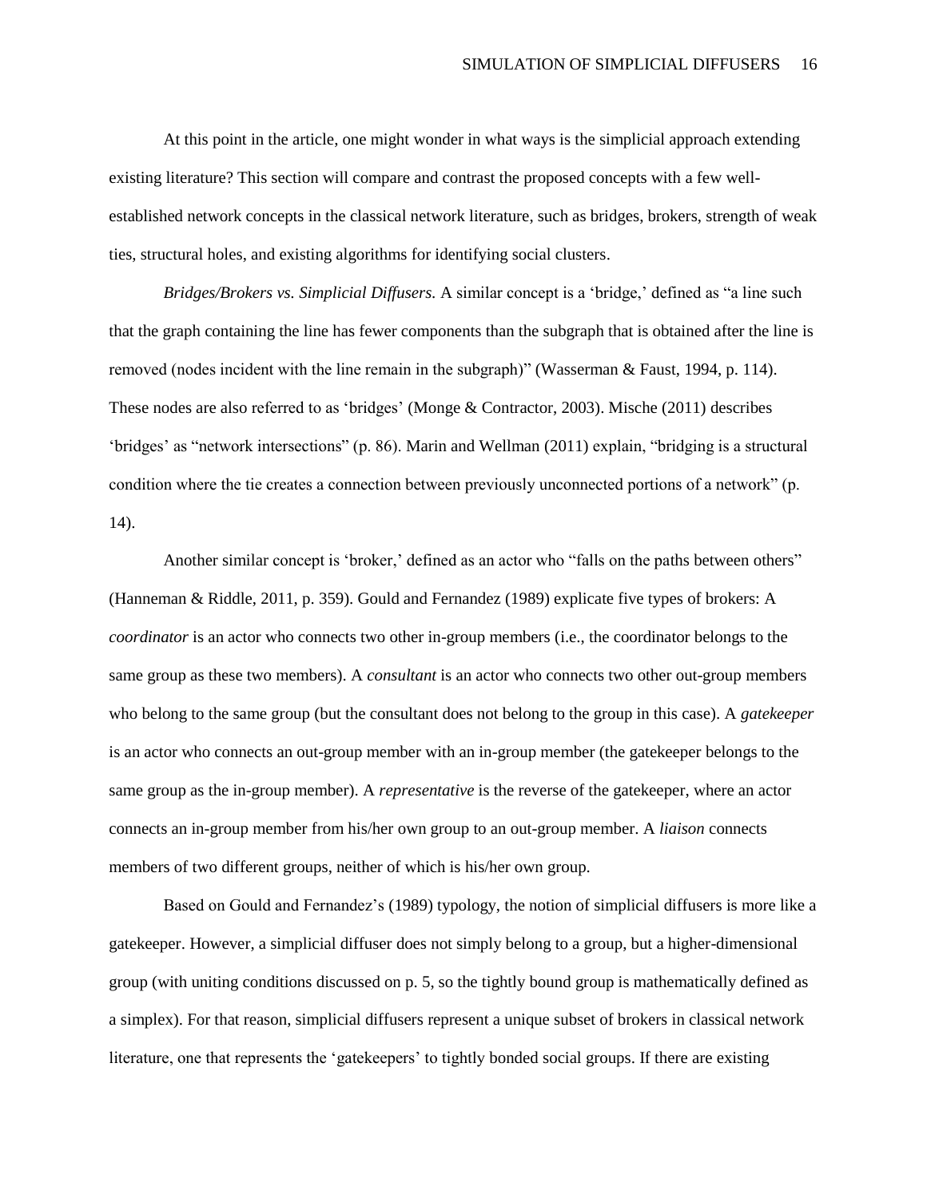At this point in the article, one might wonder in what ways is the simplicial approach extending existing literature? This section will compare and contrast the proposed concepts with a few well-established network concepts in the classical network literature, such as bridges, brokers, strength of weak ties, structural holes, and existing algorithms for identifying social clusters.

*Bridges/Brokers vs. Simplicial Diffusers.* A similar concept is a 'bridge,' defined as "a line such that the graph containing the line has fewer components than the subgraph that is obtained after the line is removed (nodes incident with the line remain in the subgraph)" (Wasserman & Faust, 1994, p. 114). These nodes are also referred to as 'bridges' (Monge & Contractor, 2003). Mische (2011) describes 'bridges' as "network intersections" (p. 86). Marin and Wellman (2011) explain, "bridging is a structural condition where the tie creates a connection between previously unconnected portions of a network" (p. 14).

Another similar concept is 'broker,' defined as an actor who "falls on the paths between others" (Hanneman & Riddle, 2011, p. 359). Gould and Fernandez (1989) explicate five types of brokers: A *coordinator* is an actor who connects two other in-group members (i.e., the coordinator belongs to the same group as these two members). A *consultant* is an actor who connects two other out-group members who belong to the same group (but the consultant does not belong to the group in this case). A *gatekeeper* is an actor who connects an out-group member with an in-group member (the gatekeeper belongs to the same group as the in-group member). A *representative* is the reverse of the gatekeeper, where an actor connects an in-group member from his/her own group to an out-group member. A *liaison* connects members of two different groups, neither of which is his/her own group.

Based on Gould and Fernandez's (1989) typology, the notion of simplicial diffusers is more like a gatekeeper. However, a simplicial diffuser does not simply belong to a group, but a higher-dimensional group (with uniting conditions discussed on p. 5, so the tightly bound group is mathematically defined as a simplex). For that reason, simplicial diffusers represent a unique subset of brokers in classical network literature, one that represents the 'gatekeepers' to tightly bonded social groups. If there are existing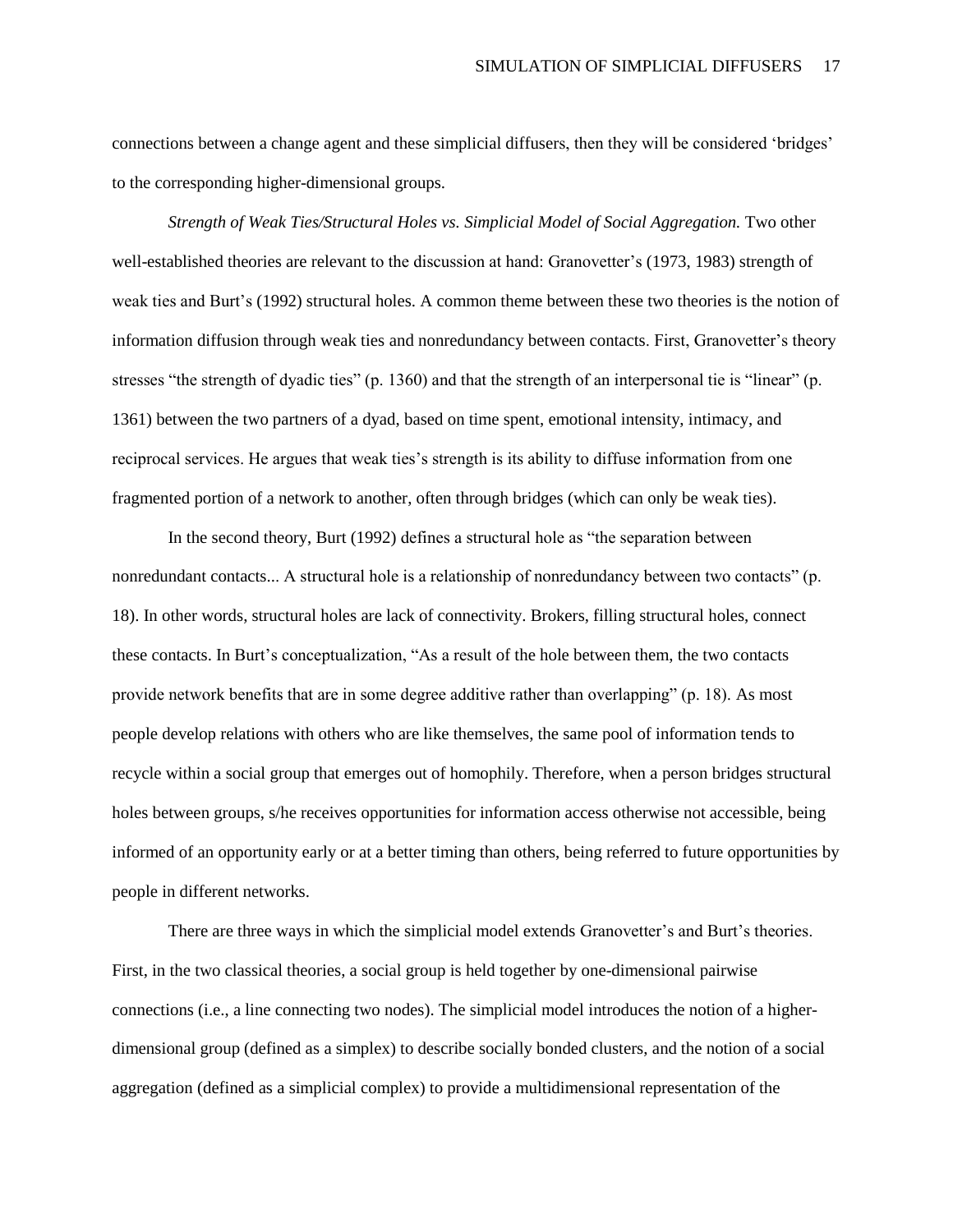connections between a change agent and these simplicial diffusers, then they will be considered 'bridges' to the corresponding higher-dimensional groups.

*Strength of Weak Ties/Structural Holes vs. Simplicial Model of Social Aggregation.* Two other well-established theories are relevant to the discussion at hand: Granovetter's (1973, 1983) strength of weak ties and Burt's (1992) structural holes. A common theme between these two theories is the notion of information diffusion through weak ties and nonredundancy between contacts. First, Granovetter's theory stresses "the strength of dyadic ties" (p. 1360) and that the strength of an interpersonal tie is "linear" (p. 1361) between the two partners of a dyad, based on time spent, emotional intensity, intimacy, and reciprocal services. He argues that weak ties's strength is its ability to diffuse information from one fragmented portion of a network to another, often through bridges (which can only be weak ties).

In the second theory, Burt (1992) defines a structural hole as "the separation between nonredundant contacts... A structural hole is a relationship of nonredundancy between two contacts" (p. 18). In other words, structural holes are lack of connectivity. Brokers, filling structural holes, connect these contacts. In Burt's conceptualization, "As a result of the hole between them, the two contacts provide network benefits that are in some degree additive rather than overlapping" (p. 18). As most people develop relations with others who are like themselves, the same pool of information tends to recycle within a social group that emerges out of homophily. Therefore, when a person bridges structural holes between groups, s/he receives opportunities for information access otherwise not accessible, being informed of an opportunity early or at a better timing than others, being referred to future opportunities by people in different networks.

There are three ways in which the simplicial model extends Granovetter's and Burt's theories. First, in the two classical theories, a social group is held together by one-dimensional pairwise connections (i.e., a line connecting two nodes). The simplicial model introduces the notion of a higher-dimensional group (defined as a simplex) to describe socially bonded clusters, and the notion of a social aggregation (defined as a simplicial complex) to provide a multidimensional representation of the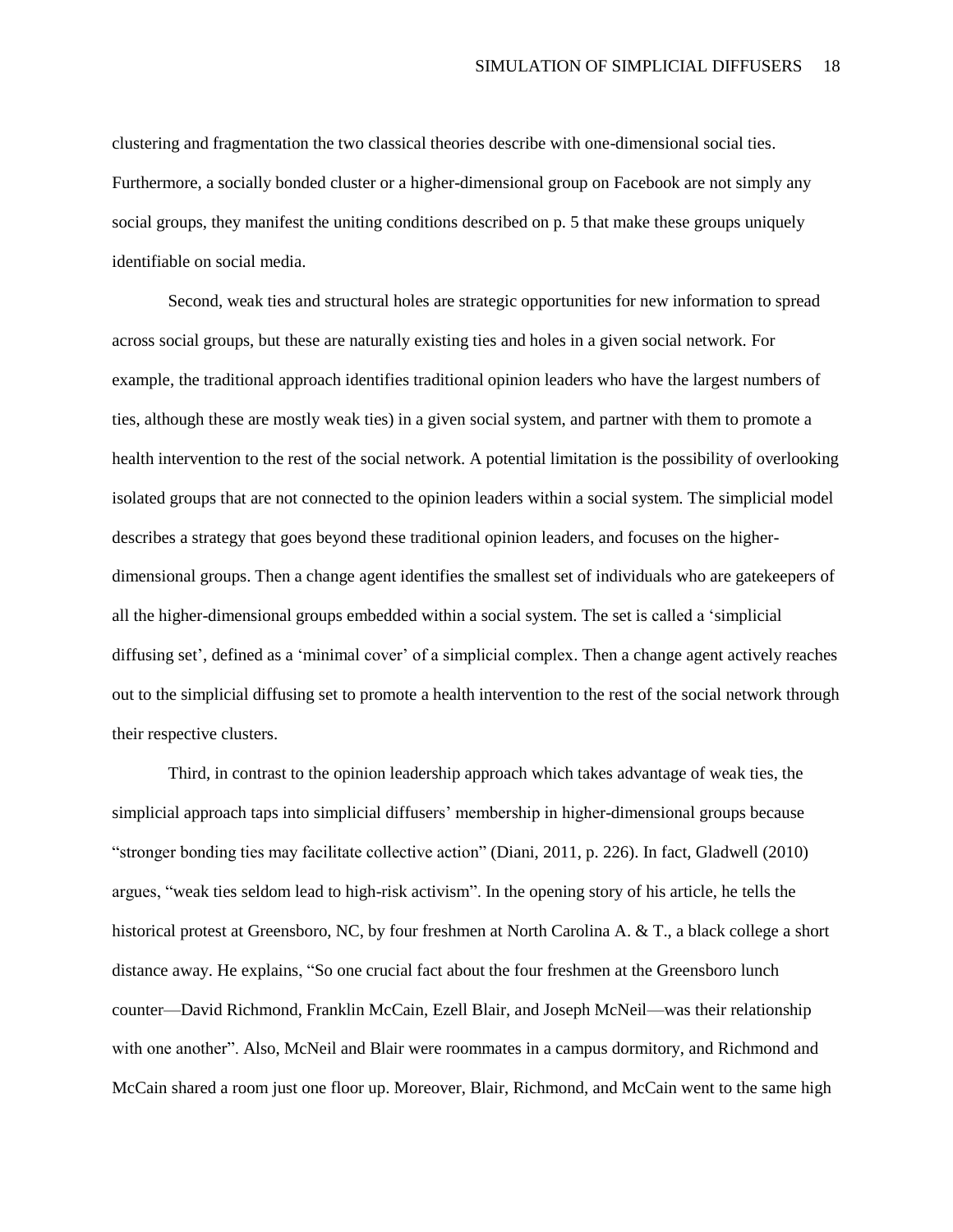clustering and fragmentation the two classical theories describe with one-dimensional social ties. Furthermore, a socially bonded cluster or a higher-dimensional group on Facebook are not simply any social groups, they manifest the uniting conditions described on p. 5 that make these groups uniquely identifiable on social media.

Second, weak ties and structural holes are strategic opportunities for new information to spread across social groups, but these are naturally existing ties and holes in a given social network. For example, the traditional approach identifies traditional opinion leaders who have the largest numbers of ties, although these are mostly weak ties) in a given social system, and partner with them to promote a health intervention to the rest of the social network. A potential limitation is the possibility of overlooking isolated groups that are not connected to the opinion leaders within a social system. The simplicial model describes a strategy that goes beyond these traditional opinion leaders, and focuses on the higher-dimensional groups. Then a change agent identifies the smallest set of individuals who are gatekeepers of all the higher-dimensional groups embedded within a social system. The set is called a 'simplicial diffusing set', defined as a 'minimal cover' of a simplicial complex. Then a change agent actively reaches out to the simplicial diffusing set to promote a health intervention to the rest of the social network through their respective clusters.

Third, in contrast to the opinion leadership approach which takes advantage of weak ties, the simplicial approach taps into simplicial diffusers' membership in higher-dimensional groups because "stronger bonding ties may facilitate collective action" (Diani, 2011, p. 226). In fact, Gladwell (2010) argues, "weak ties seldom lead to high-risk activism". In the opening story of his article, he tells the historical protest at Greensboro, NC, by four freshmen at North Carolina A. & T., a black college a short distance away. He explains, "So one crucial fact about the four freshmen at the Greensboro lunch counter—David Richmond, Franklin McCain, Ezell Blair, and Joseph McNeil—was their relationship with one another". Also, McNeil and Blair were roommates in a campus dormitory, and Richmond and McCain shared a room just one floor up. Moreover, Blair, Richmond, and McCain went to the same high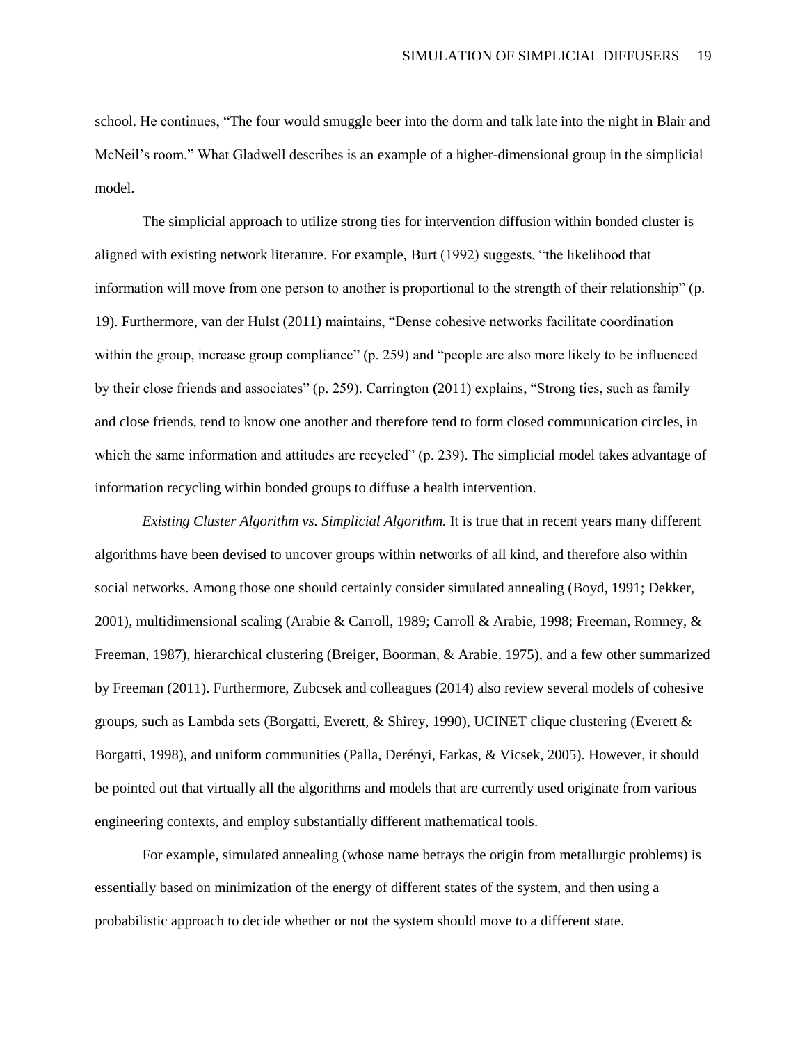school. He continues, "The four would smuggle beer into the dorm and talk late into the night in Blair and McNeil's room." What Gladwell describes is an example of a higher-dimensional group in the simplicial model.

The simplicial approach to utilize strong ties for intervention diffusion within bonded cluster is aligned with existing network literature. For example, Burt (1992) suggests, "the likelihood that information will move from one person to another is proportional to the strength of their relationship" (p. 19). Furthermore, van der Hulst (2011) maintains, "Dense cohesive networks facilitate coordination within the group, increase group compliance" (p. 259) and "people are also more likely to be influenced by their close friends and associates" (p. 259). Carrington (2011) explains, "Strong ties, such as family and close friends, tend to know one another and therefore tend to form closed communication circles, in which the same information and attitudes are recycled" (p. 239). The simplicial model takes advantage of information recycling within bonded groups to diffuse a health intervention.

*Existing Cluster Algorithm vs. Simplicial Algorithm.* It is true that in recent years many different algorithms have been devised to uncover groups within networks of all kind, and therefore also within social networks. Among those one should certainly consider simulated annealing (Boyd, 1991; Dekker, 2001), multidimensional scaling (Arabie & Carroll, 1989; Carroll & Arabie, 1998; Freeman, Romney, & Freeman, 1987), hierarchical clustering (Breiger, Boorman, & Arabie, 1975), and a few other summarized by Freeman (2011). Furthermore, Zubcsek and colleagues (2014) also review several models of cohesive groups, such as Lambda sets (Borgatti, Everett, & Shirey, 1990), UCINET clique clustering (Everett & Borgatti, 1998), and uniform communities (Palla, Derényi, Farkas, & Vicsek, 2005). However, it should be pointed out that virtually all the algorithms and models that are currently used originate from various engineering contexts, and employ substantially different mathematical tools.

For example, simulated annealing (whose name betrays the origin from metallurgic problems) is essentially based on minimization of the energy of different states of the system, and then using a probabilistic approach to decide whether or not the system should move to a different state.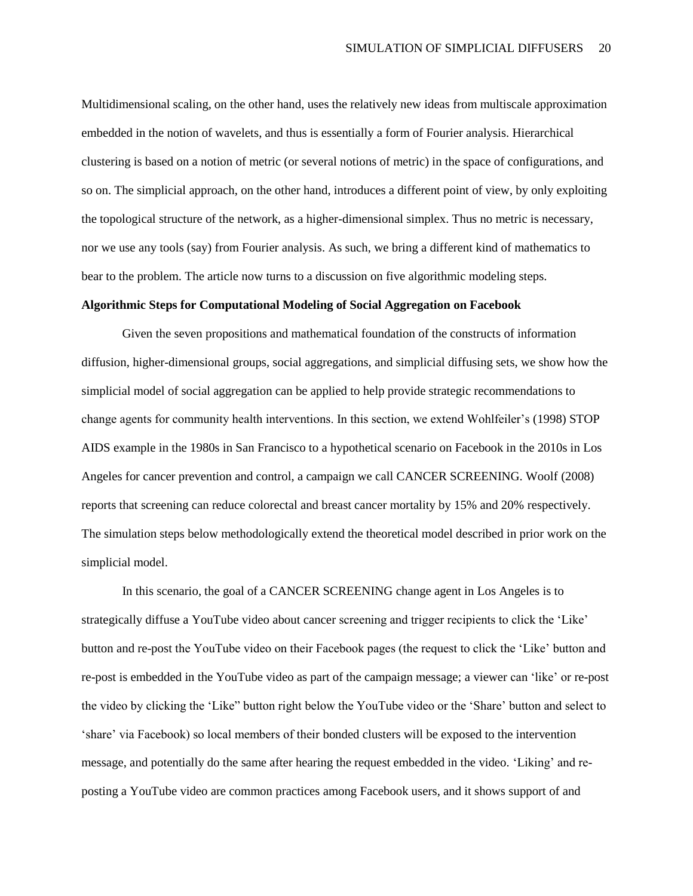Multidimensional scaling, on the other hand, uses the relatively new ideas from multiscale approximation embedded in the notion of wavelets, and thus is essentially a form of Fourier analysis. Hierarchical clustering is based on a notion of metric (or several notions of metric) in the space of configurations, and so on. The simplicial approach, on the other hand, introduces a different point of view, by only exploiting the topological structure of the network, as a higher-dimensional simplex. Thus no metric is necessary, nor we use any tools (say) from Fourier analysis. As such, we bring a different kind of mathematics to bear to the problem. The article now turns to a discussion on five algorithmic modeling steps.

**Algorithmic Steps for Computational Modeling of Social Aggregation on Facebook**

Given the seven propositions and mathematical foundation of the constructs of information diffusion, higher-dimensional groups, social aggregations, and simplicial diffusing sets, we show how the simplicial model of social aggregation can be applied to help provide strategic recommendations to change agents for community health interventions. In this section, we extend Wohlfeiler's (1998) STOP AIDS example in the 1980s in San Francisco to a hypothetical scenario on Facebook in the 2010s in Los Angeles for cancer prevention and control, a campaign we call CANCER SCREENING. Woolf (2008) reports that screening can reduce colorectal and breast cancer mortality by 15% and 20% respectively. The simulation steps below methodologically extend the theoretical model described in prior work on the simplicial model.

In this scenario, the goal of a CANCER SCREENING change agent in Los Angeles is to strategically diffuse a YouTube video about cancer screening and trigger recipients to click the 'Like' button and re-post the YouTube video on their Facebook pages (the request to click the 'Like' button and re-post is embedded in the YouTube video as part of the campaign message; a viewer can 'like' or re-post the video by clicking the 'Like" button right below the YouTube video or the 'Share' button and select to 'share' via Facebook) so local members of their bonded clusters will be exposed to the intervention message, and potentially do the same after hearing the request embedded in the video. 'Liking' and re-posting a YouTube video are common practices among Facebook users, and it shows support of and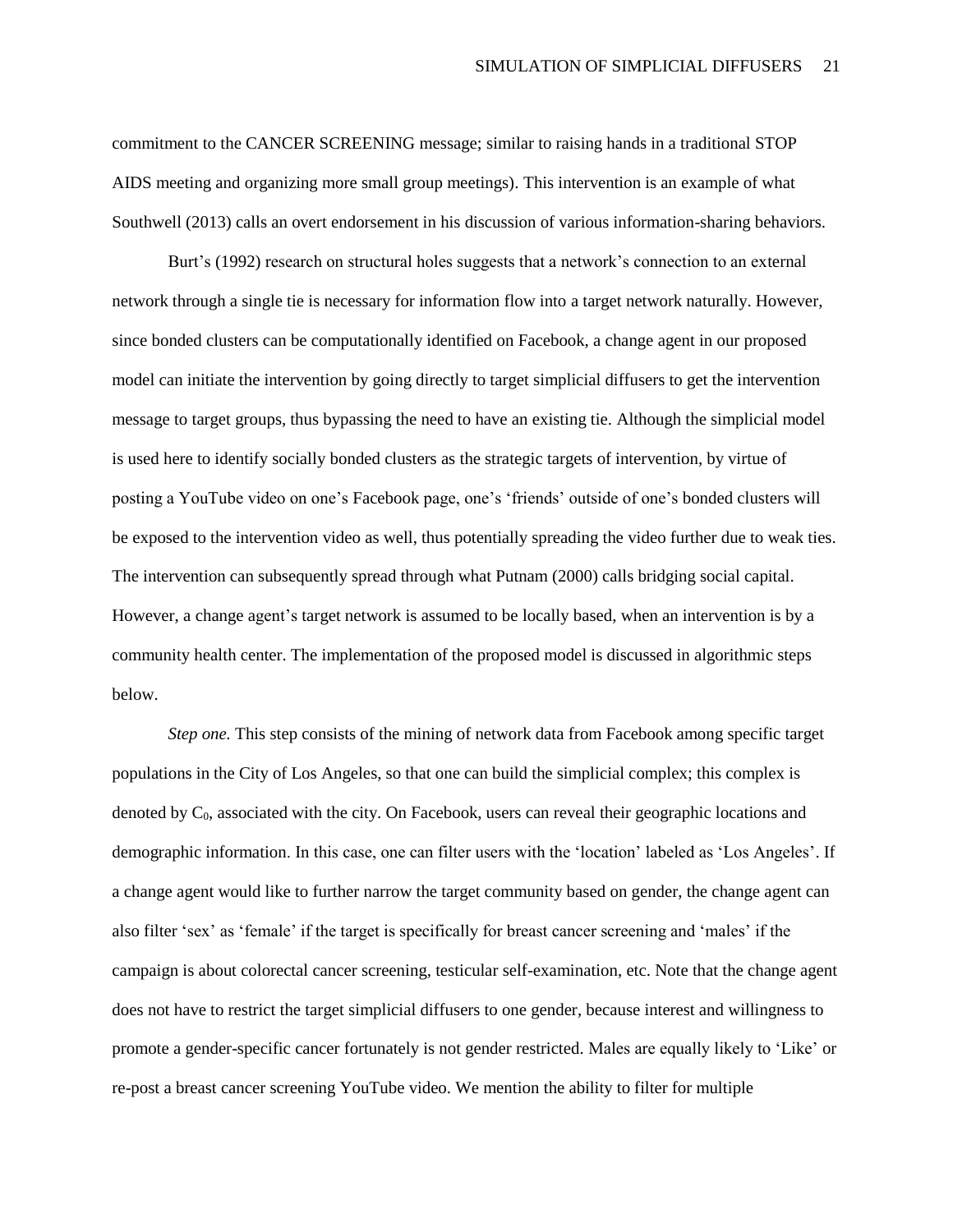commitment to the CANCER SCREENING message; similar to raising hands in a traditional STOP AIDS meeting and organizing more small group meetings). This intervention is an example of what Southwell (2013) calls an overt endorsement in his discussion of various information-sharing behaviors.

Burt's (1992) research on structural holes suggests that a network's connection to an external network through a single tie is necessary for information flow into a target network naturally. However, since bonded clusters can be computationally identified on Facebook, a change agent in our proposed model can initiate the intervention by going directly to target simplicial diffusers to get the intervention message to target groups, thus bypassing the need to have an existing tie. Although the simplicial model is used here to identify socially bonded clusters as the strategic targets of intervention, by virtue of posting a YouTube video on one's Facebook page, one's 'friends' outside of one's bonded clusters will be exposed to the intervention video as well, thus potentially spreading the video further due to weak ties. The intervention can subsequently spread through what Putnam (2000) calls bridging social capital. However, a change agent's target network is assumed to be locally based, when an intervention is by a community health center. The implementation of the proposed model is discussed in algorithmic steps below.

*Step one.* This step consists of the mining of network data from Facebook among specific target populations in the City of Los Angeles, so that one can build the simplicial complex; this complex is denoted by $C_0$, associated with the city. On Facebook, users can reveal their geographic locations and demographic information. In this case, one can filter users with the 'location' labeled as 'Los Angeles'. If a change agent would like to further narrow the target community based on gender, the change agent can also filter 'sex' as 'female' if the target is specifically for breast cancer screening and 'males' if the campaign is about colorectal cancer screening, testicular self-examination, etc. Note that the change agent does not have to restrict the target simplicial diffusers to one gender, because interest and willingness to promote a gender-specific cancer fortunately is not gender restricted. Males are equally likely to 'Like' or re-post a breast cancer screening YouTube video. We mention the ability to filter for multiple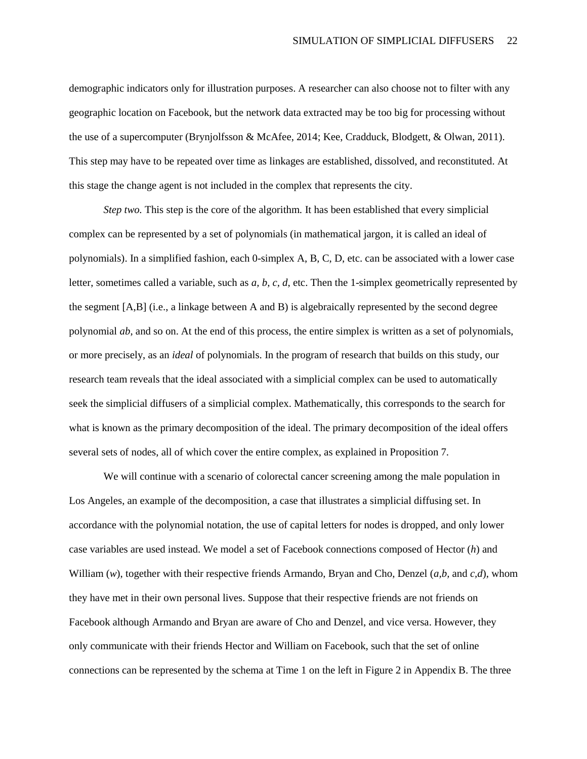demographic indicators only for illustration purposes. A researcher can also choose not to filter with any geographic location on Facebook, but the network data extracted may be too big for processing without the use of a supercomputer (Brynjolfsson & McAfee, 2014; Kee, Cradduck, Blodgett, & Olwan, 2011). This step may have to be repeated over time as linkages are established, dissolved, and reconstituted. At this stage the change agent is not included in the complex that represents the city.

*Step two.* This step is the core of the algorithm. It has been established that every simplicial complex can be represented by a set of polynomials (in mathematical jargon, it is called an ideal of polynomials). In a simplified fashion, each 0-simplex A, B, C, D, etc. can be associated with a lower case letter, sometimes called a variable, such as $a$, $b$, $c$, $d$, etc. Then the 1-simplex geometrically represented by the segment [A,B] (i.e., a linkage between A and B) is algebraically represented by the second degree polynomial $ab$, and so on. At the end of this process, the entire simplex is written as a set of polynomials, or more precisely, as an *ideal* of polynomials. In the program of research that builds on this study, our research team reveals that the ideal associated with a simplicial complex can be used to automatically seek the simplicial diffusers of a simplicial complex. Mathematically, this corresponds to the search for what is known as the primary decomposition of the ideal. The primary decomposition of the ideal offers several sets of nodes, all of which cover the entire complex, as explained in Proposition 7.

We will continue with a scenario of colorectal cancer screening among the male population in Los Angeles, an example of the decomposition, a case that illustrates a simplicial diffusing set. In accordance with the polynomial notation, the use of capital letters for nodes is dropped, and only lower case variables are used instead. We model a set of Facebook connections composed of Hector ($h$) and William ($w$), together with their respective friends Armando, Bryan and Cho, Denzel ($a$,$b$, and $c$,$d$), whom they have met in their own personal lives. Suppose that their respective friends are not friends on Facebook although Armando and Bryan are aware of Cho and Denzel, and vice versa. However, they only communicate with their friends Hector and William on Facebook, such that the set of online connections can be represented by the schema at Time 1 on the left in Figure 2 in Appendix B. The three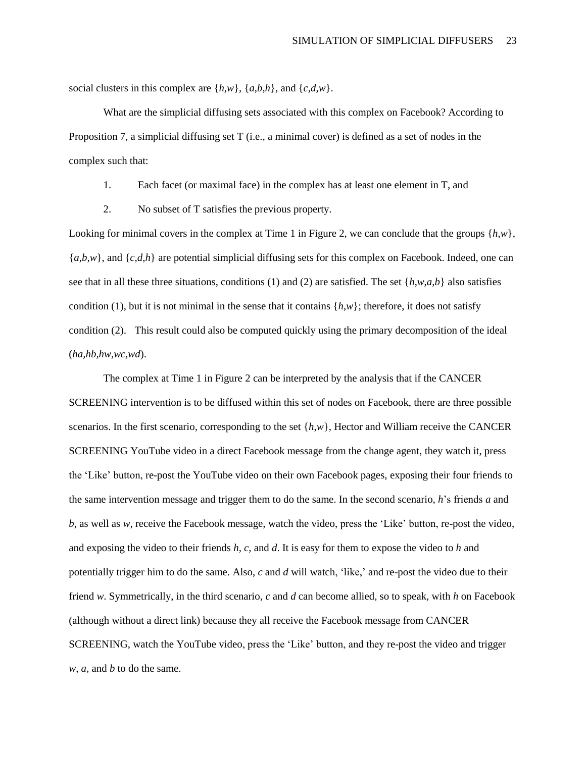social clusters in this complex are $\{h,w\}$, $\{a,b,h\}$, and $\{c,d,w\}$.

What are the simplicial diffusing sets associated with this complex on Facebook? According to Proposition 7, a simplicial diffusing set T (i.e., a minimal cover) is defined as a set of nodes in the complex such that:

1. Each facet (or maximal face) in the complex has at least one element in T, and
2. No subset of T satisfies the previous property.

Looking for minimal covers in the complex at Time 1 in Figure 2, we can conclude that the groups $\{h,w\}$, $\{a,b,w\}$, and $\{c,d,h\}$ are potential simplicial diffusing sets for this complex on Facebook. Indeed, one can see that in all these three situations, conditions (1) and (2) are satisfied. The set $\{h,w,a,b\}$ also satisfies condition (1), but it is not minimal in the sense that it contains $\{h,w\}$; therefore, it does not satisfy condition (2). This result could also be computed quickly using the primary decomposition of the ideal $(ha,hb,hw,wc,wd)$.

The complex at Time 1 in Figure 2 can be interpreted by the analysis that if the CANCER SCREENING intervention is to be diffused within this set of nodes on Facebook, there are three possible scenarios. In the first scenario, corresponding to the set $\{h,w\}$, Hector and William receive the CANCER SCREENING YouTube video in a direct Facebook message from the change agent, they watch it, press the 'Like' button, re-post the YouTube video on their own Facebook pages, exposing their four friends to the same intervention message and trigger them to do the same. In the second scenario, $h$'s friends $a$ and $b$, as well as $w$, receive the Facebook message, watch the video, press the 'Like' button, re-post the video, and exposing the video to their friends $h$, $c$, and $d$. It is easy for them to expose the video to $h$ and potentially trigger him to do the same. Also, $c$ and $d$ will watch, 'like,' and re-post the video due to their friend $w$. Symmetrically, in the third scenario, $c$ and $d$ can become allied, so to speak, with $h$ on Facebook (although without a direct link) because they all receive the Facebook message from CANCER SCREENING, watch the YouTube video, press the 'Like' button, and they re-post the video and trigger $w$, $a$, and $b$ to do the same.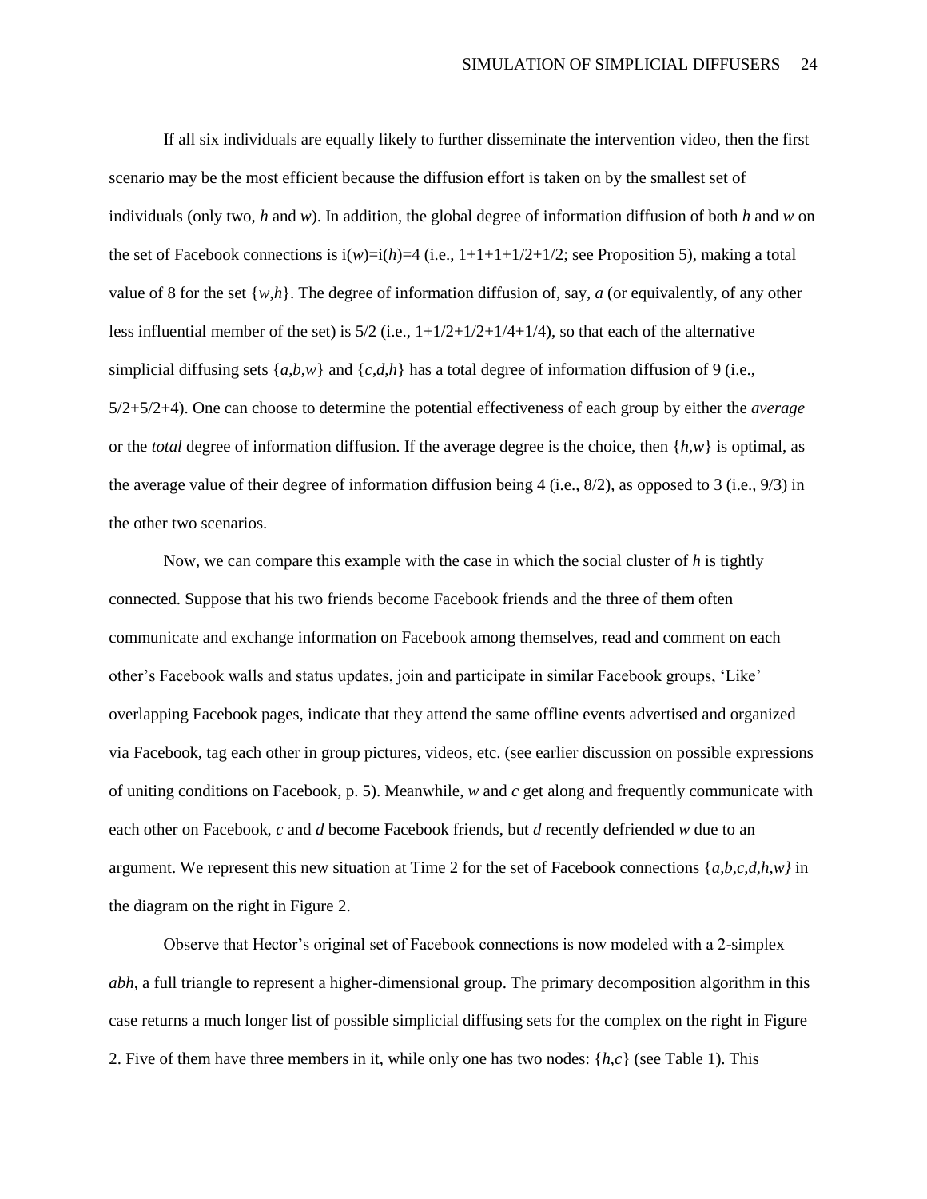If all six individuals are equally likely to further disseminate the intervention video, then the first scenario may be the most efficient because the diffusion effort is taken on by the smallest set of individuals (only two, *h* and *w*). In addition, the global degree of information diffusion of both *h* and *w* on the set of Facebook connections is $i(w)=i(h)=4$ (i.e., $1+1+1+1/2+1/2$; see Proposition 5), making a total value of 8 for the set $\{w,h\}$. The degree of information diffusion of, say, *a* (or equivalently, of any other less influential member of the set) is $5/2$ (i.e., $1+1/2+1/2+1/4+1/4$), so that each of the alternative simplicial diffusing sets $\{a,b,w\}$ and $\{c,d,h\}$ has a total degree of information diffusion of 9 (i.e., $5/2+5/2+4$). One can choose to determine the potential effectiveness of each group by either the *average* or the *total* degree of information diffusion. If the average degree is the choice, then $\{h,w\}$ is optimal, as the average value of their degree of information diffusion being 4 (i.e., $8/2$), as opposed to 3 (i.e., $9/3$) in the other two scenarios.

Now, we can compare this example with the case in which the social cluster of *h* is tightly connected. Suppose that his two friends become Facebook friends and the three of them often communicate and exchange information on Facebook among themselves, read and comment on each other's Facebook walls and status updates, join and participate in similar Facebook groups, 'Like' overlapping Facebook pages, indicate that they attend the same offline events advertised and organized via Facebook, tag each other in group pictures, videos, etc. (see earlier discussion on possible expressions of uniting conditions on Facebook, p. 5). Meanwhile, *w* and *c* get along and frequently communicate with each other on Facebook, *c* and *d* become Facebook friends, but *d* recently defriended *w* due to an argument. We represent this new situation at Time 2 for the set of Facebook connections $\{a,b,c,d,h,w\}$ in the diagram on the right in Figure 2.

Observe that Hector's original set of Facebook connections is now modeled with a 2-simplex *abh*, a full triangle to represent a higher-dimensional group. The primary decomposition algorithm in this case returns a much longer list of possible simplicial diffusing sets for the complex on the right in Figure 2. Five of them have three members in it, while only one has two nodes: $\{h,c\}$ (see Table 1). This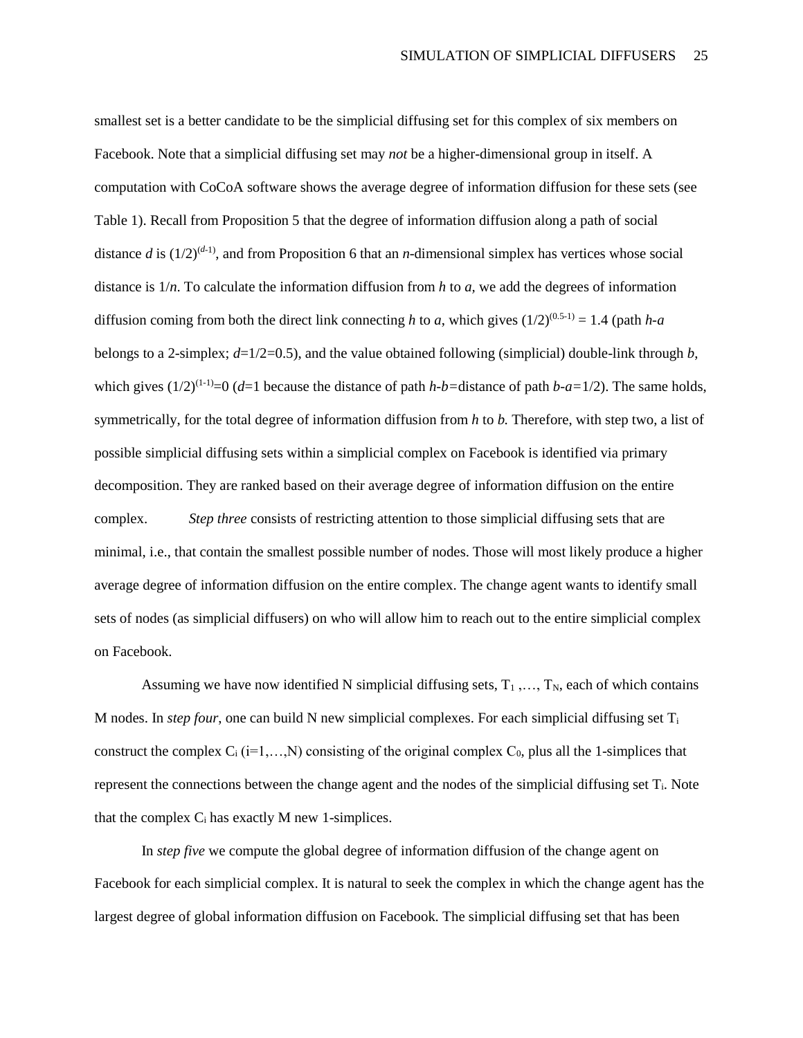smallest set is a better candidate to be the simplicial diffusing set for this complex of six members on Facebook. Note that a simplicial diffusing set may *not* be a higher-dimensional group in itself. A computation with CoCoA software shows the average degree of information diffusion for these sets (see Table 1). Recall from Proposition 5 that the degree of information diffusion along a path of social distance $d$ is $(1/2)^{(d-1)}$, and from Proposition 6 that an $n$-dimensional simplex has vertices whose social distance is $1/n$. To calculate the information diffusion from $h$ to $a$, we add the degrees of information diffusion coming from both the direct link connecting $h$ to $a$, which gives $(1/2)^{(0.5-1)} = 1.4$ (path $h$-$a$ belongs to a 2-simplex; $d$=1/2=0.5), and the value obtained following (simplicial) double-link through $b$, which gives $(1/2)^{(1-1)}$=0 ($d$=1 because the distance of path $h$-$b$=distance of path $b$-$a$=1/2). The same holds, symmetrically, for the total degree of information diffusion from $h$ to $b$. Therefore, with step two, a list of possible simplicial diffusing sets within a simplicial complex on Facebook is identified via primary decomposition. They are ranked based on their average degree of information diffusion on the entire complex. *Step three* consists of restricting attention to those simplicial diffusing sets that are minimal, i.e., that contain the smallest possible number of nodes. Those will most likely produce a higher average degree of information diffusion on the entire complex. The change agent wants to identify small sets of nodes (as simplicial diffusers) on who will allow him to reach out to the entire simplicial complex on Facebook.

Assuming we have now identified N simplicial diffusing sets, $T_1, \ldots, T_N$, each of which contains M nodes. In *step four*, one can build N new simplicial complexes. For each simplicial diffusing set $T_i$ construct the complex $C_i$ (i=1,…,N) consisting of the original complex $C_0$, plus all the 1-simplices that represent the connections between the change agent and the nodes of the simplicial diffusing set $T_i$. Note that the complex $C_i$ has exactly M new 1-simplices.

In *step five* we compute the global degree of information diffusion of the change agent on Facebook for each simplicial complex. It is natural to seek the complex in which the change agent has the largest degree of global information diffusion on Facebook. The simplicial diffusing set that has been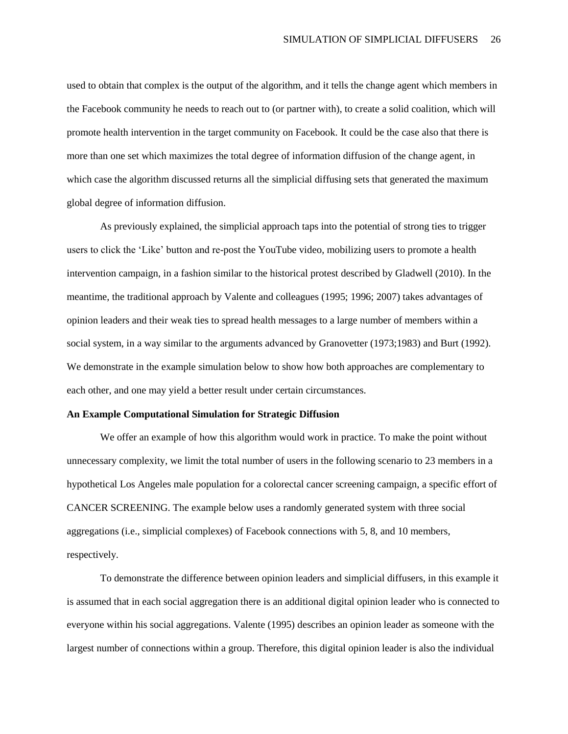used to obtain that complex is the output of the algorithm, and it tells the change agent which members in the Facebook community he needs to reach out to (or partner with), to create a solid coalition, which will promote health intervention in the target community on Facebook. It could be the case also that there is more than one set which maximizes the total degree of information diffusion of the change agent, in which case the algorithm discussed returns all the simplicial diffusing sets that generated the maximum global degree of information diffusion.

As previously explained, the simplicial approach taps into the potential of strong ties to trigger users to click the 'Like' button and re-post the YouTube video, mobilizing users to promote a health intervention campaign, in a fashion similar to the historical protest described by Gladwell (2010). In the meantime, the traditional approach by Valente and colleagues (1995; 1996; 2007) takes advantages of opinion leaders and their weak ties to spread health messages to a large number of members within a social system, in a way similar to the arguments advanced by Granovetter (1973;1983) and Burt (1992). We demonstrate in the example simulation below to show how both approaches are complementary to each other, and one may yield a better result under certain circumstances.

**An Example Computational Simulation for Strategic Diffusion**

We offer an example of how this algorithm would work in practice. To make the point without unnecessary complexity, we limit the total number of users in the following scenario to 23 members in a hypothetical Los Angeles male population for a colorectal cancer screening campaign, a specific effort of CANCER SCREENING. The example below uses a randomly generated system with three social aggregations (i.e., simplicial complexes) of Facebook connections with 5, 8, and 10 members, respectively.

To demonstrate the difference between opinion leaders and simplicial diffusers, in this example it is assumed that in each social aggregation there is an additional digital opinion leader who is connected to everyone within his social aggregations. Valente (1995) describes an opinion leader as someone with the largest number of connections within a group. Therefore, this digital opinion leader is also the individual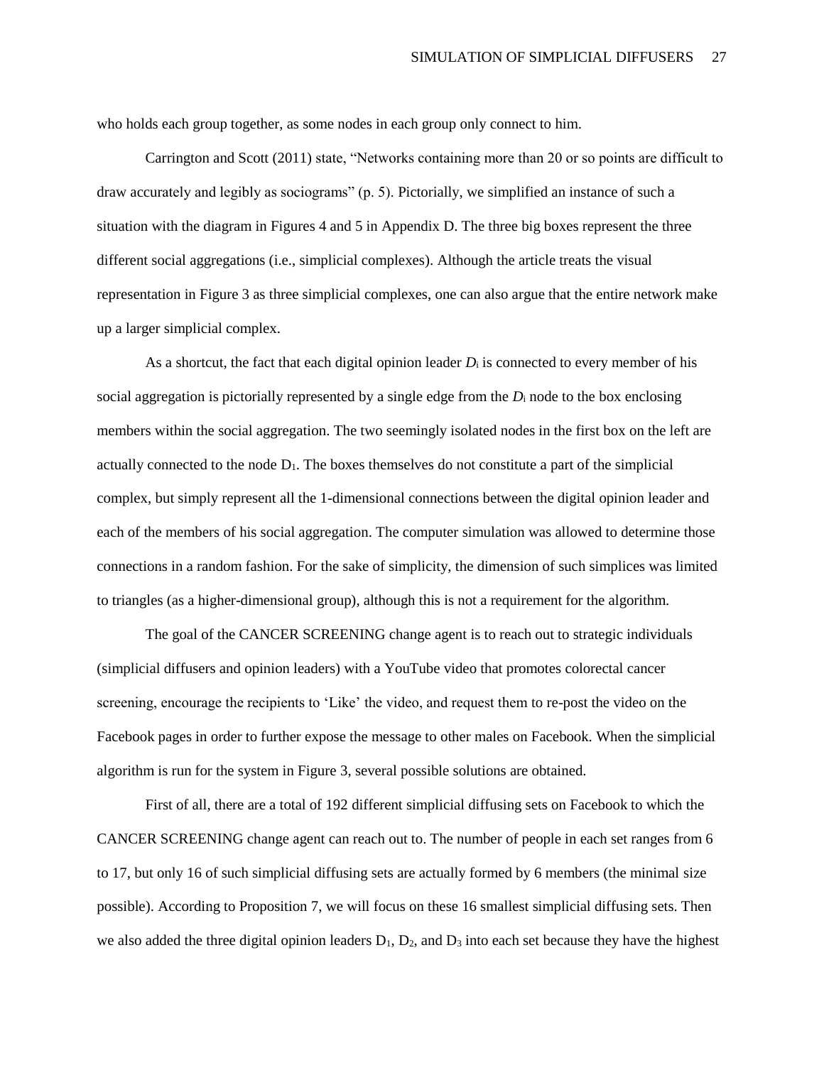who holds each group together, as some nodes in each group only connect to him.

Carrington and Scott (2011) state, "Networks containing more than 20 or so points are difficult to draw accurately and legibly as sociograms" (p. 5). Pictorially, we simplified an instance of such a situation with the diagram in Figures 4 and 5 in Appendix D. The three big boxes represent the three different social aggregations (i.e., simplicial complexes). Although the article treats the visual representation in Figure 3 as three simplicial complexes, one can also argue that the entire network make up a larger simplicial complex.

As a shortcut, the fact that each digital opinion leader $D_i$ is connected to every member of his social aggregation is pictorially represented by a single edge from the $D_i$ node to the box enclosing members within the social aggregation. The two seemingly isolated nodes in the first box on the left are actually connected to the node $D_1$. The boxes themselves do not constitute a part of the simplicial complex, but simply represent all the 1-dimensional connections between the digital opinion leader and each of the members of his social aggregation. The computer simulation was allowed to determine those connections in a random fashion. For the sake of simplicity, the dimension of such simplices was limited to triangles (as a higher-dimensional group), although this is not a requirement for the algorithm.

The goal of the CANCER SCREENING change agent is to reach out to strategic individuals (simplicial diffusers and opinion leaders) with a YouTube video that promotes colorectal cancer screening, encourage the recipients to 'Like' the video, and request them to re-post the video on the Facebook pages in order to further expose the message to other males on Facebook. When the simplicial algorithm is run for the system in Figure 3, several possible solutions are obtained.

First of all, there are a total of 192 different simplicial diffusing sets on Facebook to which the CANCER SCREENING change agent can reach out to. The number of people in each set ranges from 6 to 17, but only 16 of such simplicial diffusing sets are actually formed by 6 members (the minimal size possible). According to Proposition 7, we will focus on these 16 smallest simplicial diffusing sets. Then we also added the three digital opinion leaders $D_1$, $D_2$, and $D_3$ into each set because they have the highest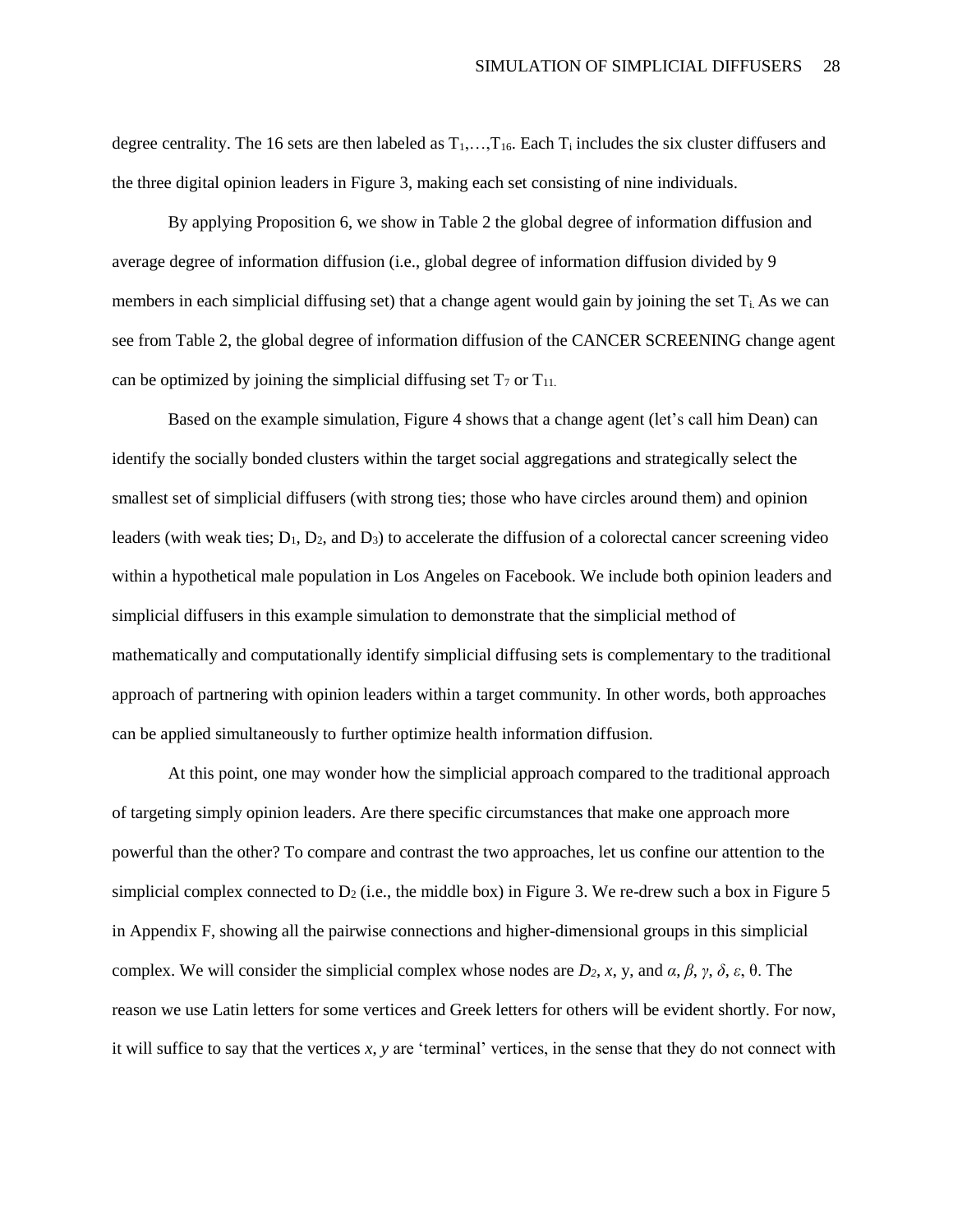degree centrality. The 16 sets are then labeled as $T_1,\ldots,T_{16}$. Each $T_i$ includes the six cluster diffusers and the three digital opinion leaders in Figure 3, making each set consisting of nine individuals.

By applying Proposition 6, we show in Table 2 the global degree of information diffusion and average degree of information diffusion (i.e., global degree of information diffusion divided by 9 members in each simplicial diffusing set) that a change agent would gain by joining the set $T_i$. As we can see from Table 2, the global degree of information diffusion of the CANCER SCREENING change agent can be optimized by joining the simplicial diffusing set $T_7$ or $T_{11}$.

Based on the example simulation, Figure 4 shows that a change agent (let's call him Dean) can identify the socially bonded clusters within the target social aggregations and strategically select the smallest set of simplicial diffusers (with strong ties; those who have circles around them) and opinion leaders (with weak ties; $D_1$, $D_2$, and $D_3$) to accelerate the diffusion of a colorectal cancer screening video within a hypothetical male population in Los Angeles on Facebook. We include both opinion leaders and simplicial diffusers in this example simulation to demonstrate that the simplicial method of mathematically and computationally identify simplicial diffusing sets is complementary to the traditional approach of partnering with opinion leaders within a target community. In other words, both approaches can be applied simultaneously to further optimize health information diffusion.

At this point, one may wonder how the simplicial approach compared to the traditional approach of targeting simply opinion leaders. Are there specific circumstances that make one approach more powerful than the other? To compare and contrast the two approaches, let us confine our attention to the simplicial complex connected to $D_2$ (i.e., the middle box) in Figure 3. We re-drew such a box in Figure 5 in Appendix F, showing all the pairwise connections and higher-dimensional groups in this simplicial complex. We will consider the simplicial complex whose nodes are $D_2$, $x$, $y$, and $\alpha, \beta, \gamma, \delta, \varepsilon, \theta$. The reason we use Latin letters for some vertices and Greek letters for others will be evident shortly. For now, it will suffice to say that the vertices $x, y$ are 'terminal' vertices, in the sense that they do not connect with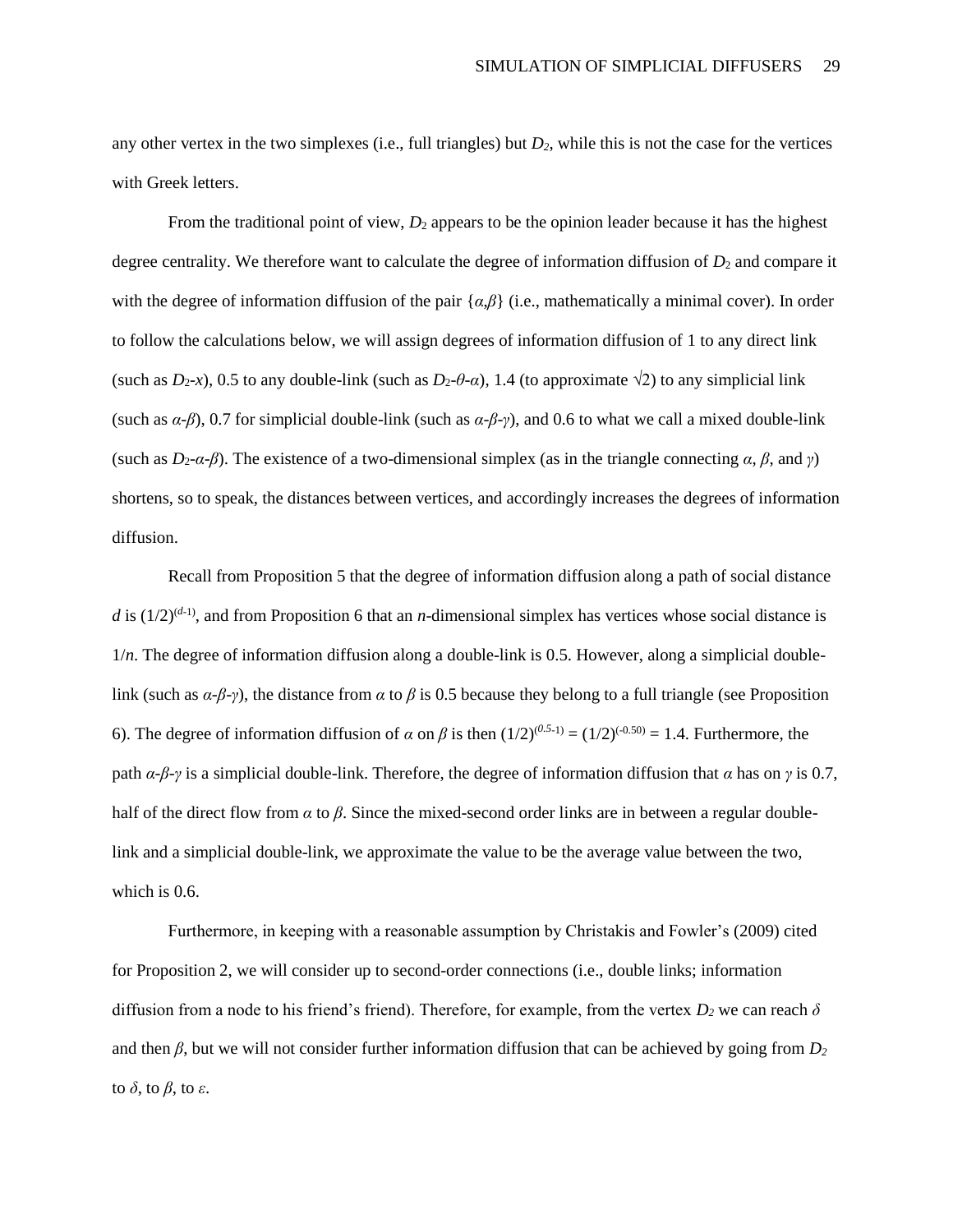any other vertex in the two simplexes (i.e., full triangles) but $D_2$, while this is not the case for the vertices with Greek letters.

From the traditional point of view, $D_2$ appears to be the opinion leader because it has the highest degree centrality. We therefore want to calculate the degree of information diffusion of $D_2$ and compare it with the degree of information diffusion of the pair $\{\alpha,\beta\}$ (i.e., mathematically a minimal cover). In order to follow the calculations below, we will assign degrees of information diffusion of 1 to any direct link (such as $D_2$-$x$), 0.5 to any double-link (such as $D_2$-$\theta$-$\alpha$), 1.4 (to approximate $\sqrt{2}$) to any simplicial link (such as $\alpha$-$\beta$), 0.7 for simplicial double-link (such as $\alpha$-$\beta$-$\gamma$), and 0.6 to what we call a mixed double-link (such as $D_2$-$\alpha$-$\beta$). The existence of a two-dimensional simplex (as in the triangle connecting $\alpha$, $\beta$, and $\gamma$) shortens, so to speak, the distances between vertices, and accordingly increases the degrees of information diffusion.

Recall from Proposition 5 that the degree of information diffusion along a path of social distance $d$ is $(1/2)^{(d-1)}$, and from Proposition 6 that an $n$-dimensional simplex has vertices whose social distance is $1/n$. The degree of information diffusion along a double-link is 0.5. However, along a simplicial double-link (such as $\alpha$-$\beta$-$\gamma$), the distance from $\alpha$ to $\beta$ is 0.5 because they belong to a full triangle (see Proposition 6). The degree of information diffusion of $\alpha$ on $\beta$ is then $(1/2)^{(0.5-1)} = (1/2)^{(-0.50)} = 1.4$. Furthermore, the path $\alpha$-$\beta$-$\gamma$ is a simplicial double-link. Therefore, the degree of information diffusion that $\alpha$ has on $\gamma$ is 0.7, half of the direct flow from $\alpha$ to $\beta$. Since the mixed-second order links are in between a regular double-link and a simplicial double-link, we approximate the value to be the average value between the two, which is 0.6.

Furthermore, in keeping with a reasonable assumption by Christakis and Fowler's (2009) cited for Proposition 2, we will consider up to second-order connections (i.e., double links; information diffusion from a node to his friend's friend). Therefore, for example, from the vertex $D_2$ we can reach $\delta$ and then $\beta$, but we will not consider further information diffusion that can be achieved by going from $D_2$ to $\delta$, to $\beta$, to $\varepsilon$.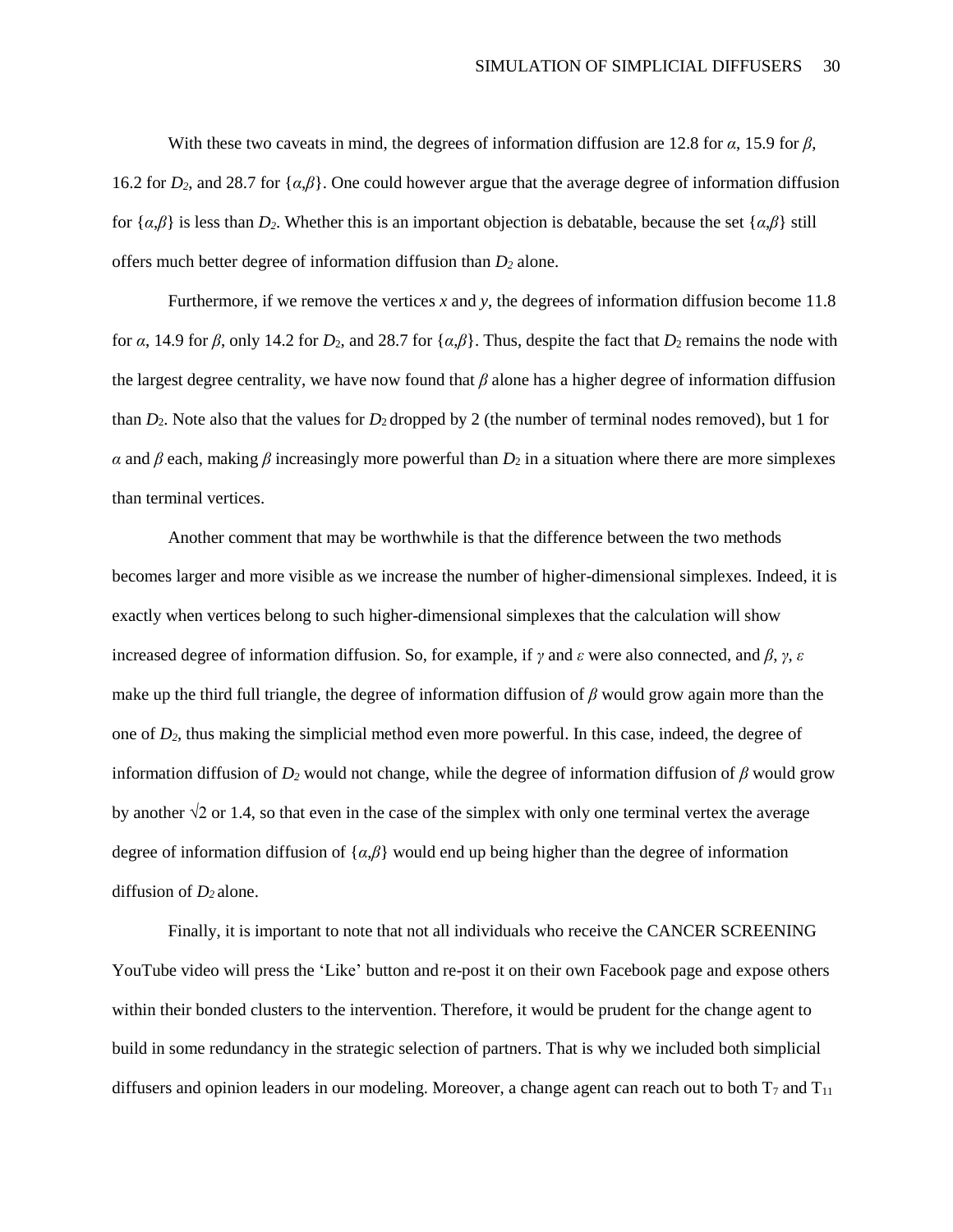With these two caveats in mind, the degrees of information diffusion are 12.8 for *α*, 15.9 for *β*, 16.2 for $D_2$, and 28.7 for {*α*,*β*}. One could however argue that the average degree of information diffusion for {*α*,*β*} is less than $D_2$. Whether this is an important objection is debatable, because the set {*α*,*β*} still offers much better degree of information diffusion than $D_2$ alone.

Furthermore, if we remove the vertices *x* and *y*, the degrees of information diffusion become 11.8 for *α*, 14.9 for *β*, only 14.2 for $D_2$, and 28.7 for {*α*,*β*}. Thus, despite the fact that $D_2$ remains the node with the largest degree centrality, we have now found that *β* alone has a higher degree of information diffusion than $D_2$. Note also that the values for $D_2$ dropped by 2 (the number of terminal nodes removed), but 1 for *α* and *β* each, making *β* increasingly more powerful than $D_2$ in a situation where there are more simplexes than terminal vertices.

Another comment that may be worthwhile is that the difference between the two methods becomes larger and more visible as we increase the number of higher-dimensional simplexes. Indeed, it is exactly when vertices belong to such higher-dimensional simplexes that the calculation will show increased degree of information diffusion. So, for example, if *γ* and *ε* were also connected, and *β*, *γ*, *ε* make up the third full triangle, the degree of information diffusion of *β* would grow again more than the one of $D_2$, thus making the simplicial method even more powerful. In this case, indeed, the degree of information diffusion of $D_2$ would not change, while the degree of information diffusion of *β* would grow by another $\sqrt{2}$ or 1.4, so that even in the case of the simplex with only one terminal vertex the average degree of information diffusion of {*α*,*β*} would end up being higher than the degree of information diffusion of $D_2$ alone.

Finally, it is important to note that not all individuals who receive the CANCER SCREENING YouTube video will press the 'Like' button and re-post it on their own Facebook page and expose others within their bonded clusters to the intervention. Therefore, it would be prudent for the change agent to build in some redundancy in the strategic selection of partners. That is why we included both simplicial diffusers and opinion leaders in our modeling. Moreover, a change agent can reach out to both $T_7$ and $T_{11}$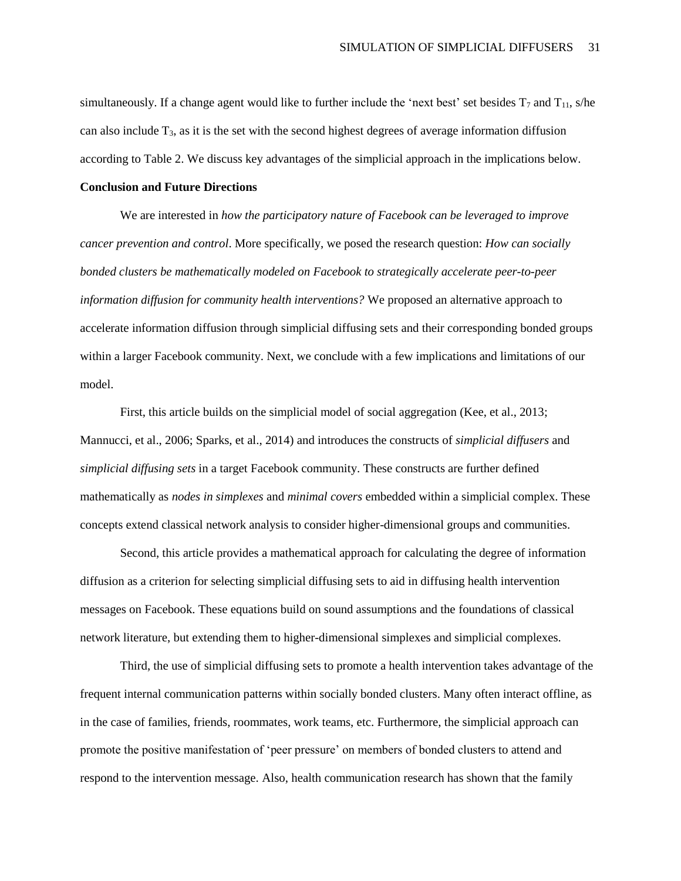simultaneously. If a change agent would like to further include the 'next best' set besides $T_7$ and $T_{11}$, s/he can also include $T_3$, as it is the set with the second highest degrees of average information diffusion according to Table 2. We discuss key advantages of the simplicial approach in the implications below.

**Conclusion and Future Directions**

We are interested in *how the participatory nature of Facebook can be leveraged to improve cancer prevention and control*. More specifically, we posed the research question: *How can socially bonded clusters be mathematically modeled on Facebook to strategically accelerate peer-to-peer information diffusion for community health interventions?* We proposed an alternative approach to accelerate information diffusion through simplicial diffusing sets and their corresponding bonded groups within a larger Facebook community. Next, we conclude with a few implications and limitations of our model.

First, this article builds on the simplicial model of social aggregation (Kee, et al., 2013; Mannucci, et al., 2006; Sparks, et al., 2014) and introduces the constructs of *simplicial diffusers* and *simplicial diffusing sets* in a target Facebook community. These constructs are further defined mathematically as *nodes in simplexes* and *minimal covers* embedded within a simplicial complex. These concepts extend classical network analysis to consider higher-dimensional groups and communities.

Second, this article provides a mathematical approach for calculating the degree of information diffusion as a criterion for selecting simplicial diffusing sets to aid in diffusing health intervention messages on Facebook. These equations build on sound assumptions and the foundations of classical network literature, but extending them to higher-dimensional simplexes and simplicial complexes.

Third, the use of simplicial diffusing sets to promote a health intervention takes advantage of the frequent internal communication patterns within socially bonded clusters. Many often interact offline, as in the case of families, friends, roommates, work teams, etc. Furthermore, the simplicial approach can promote the positive manifestation of 'peer pressure' on members of bonded clusters to attend and respond to the intervention message. Also, health communication research has shown that the family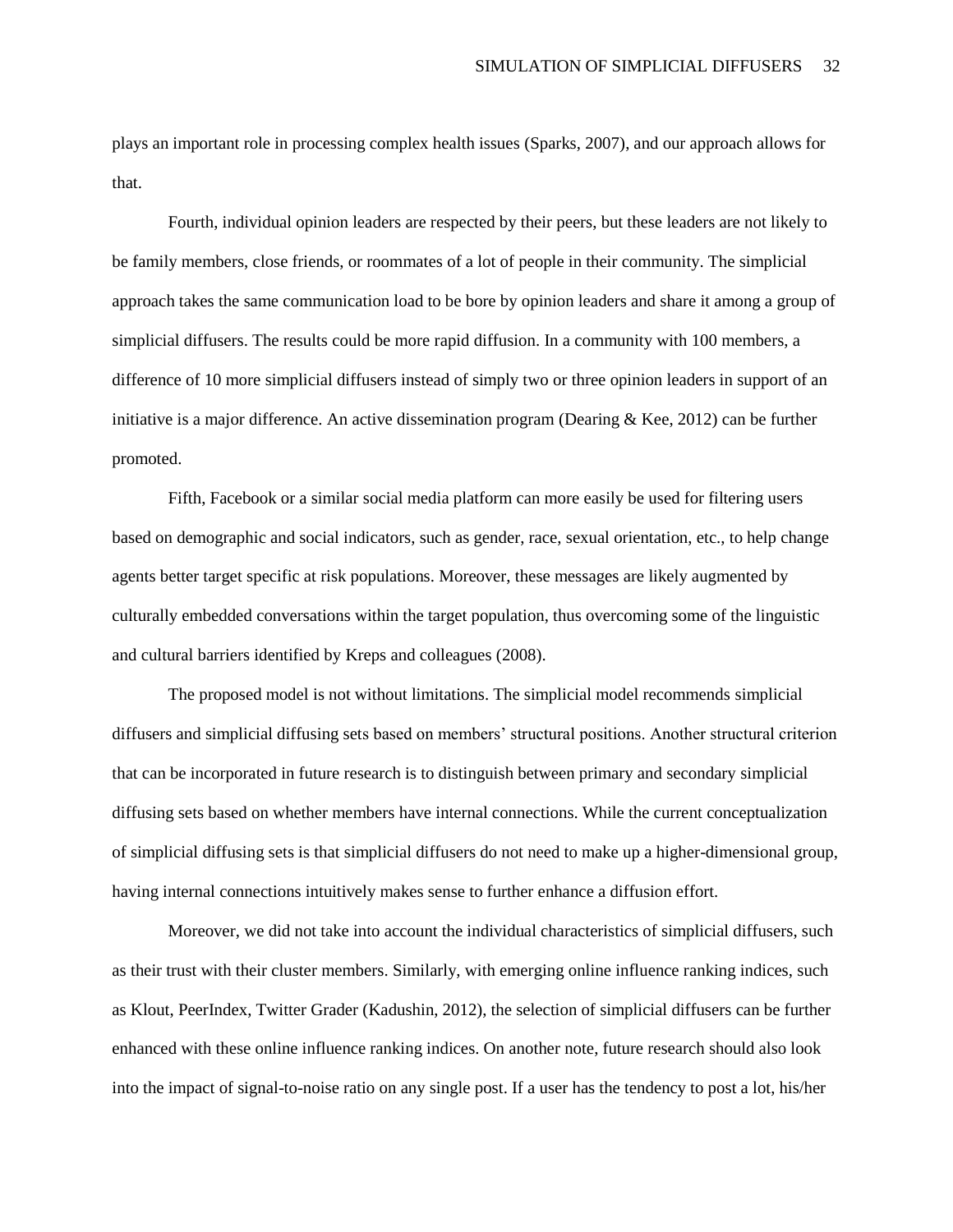plays an important role in processing complex health issues (Sparks, 2007), and our approach allows for that.

Fourth, individual opinion leaders are respected by their peers, but these leaders are not likely to be family members, close friends, or roommates of a lot of people in their community. The simplicial approach takes the same communication load to be bore by opinion leaders and share it among a group of simplicial diffusers. The results could be more rapid diffusion. In a community with 100 members, a difference of 10 more simplicial diffusers instead of simply two or three opinion leaders in support of an initiative is a major difference. An active dissemination program (Dearing & Kee, 2012) can be further promoted.

Fifth, Facebook or a similar social media platform can more easily be used for filtering users based on demographic and social indicators, such as gender, race, sexual orientation, etc., to help change agents better target specific at risk populations. Moreover, these messages are likely augmented by culturally embedded conversations within the target population, thus overcoming some of the linguistic and cultural barriers identified by Kreps and colleagues (2008).

The proposed model is not without limitations. The simplicial model recommends simplicial diffusers and simplicial diffusing sets based on members' structural positions. Another structural criterion that can be incorporated in future research is to distinguish between primary and secondary simplicial diffusing sets based on whether members have internal connections. While the current conceptualization of simplicial diffusing sets is that simplicial diffusers do not need to make up a higher-dimensional group, having internal connections intuitively makes sense to further enhance a diffusion effort.

Moreover, we did not take into account the individual characteristics of simplicial diffusers, such as their trust with their cluster members. Similarly, with emerging online influence ranking indices, such as Klout, PeerIndex, Twitter Grader (Kadushin, 2012), the selection of simplicial diffusers can be further enhanced with these online influence ranking indices. On another note, future research should also look into the impact of signal-to-noise ratio on any single post. If a user has the tendency to post a lot, his/her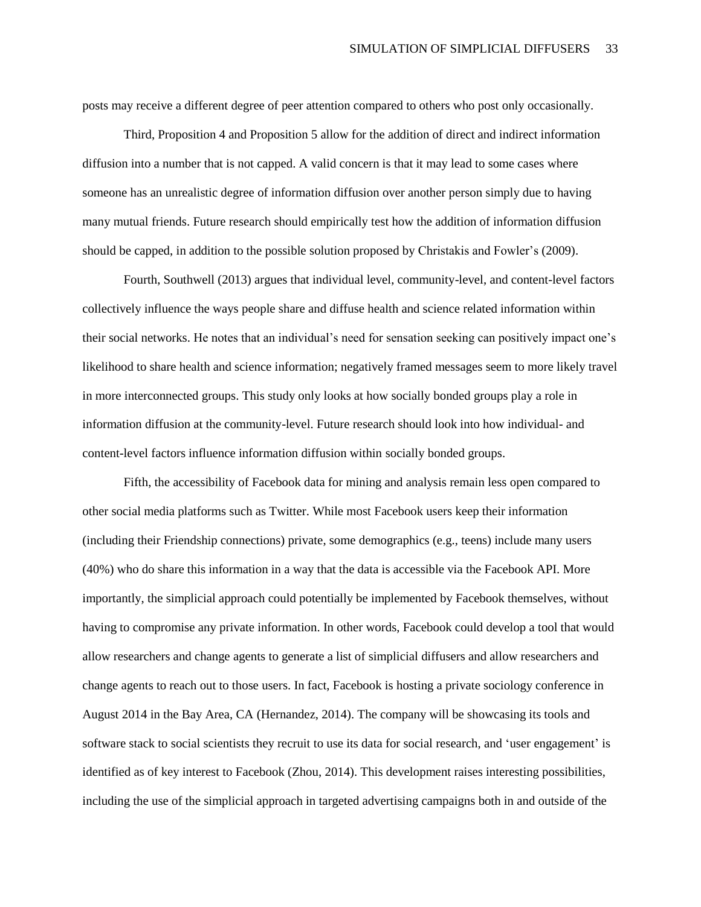posts may receive a different degree of peer attention compared to others who post only occasionally.

Third, Proposition 4 and Proposition 5 allow for the addition of direct and indirect information diffusion into a number that is not capped. A valid concern is that it may lead to some cases where someone has an unrealistic degree of information diffusion over another person simply due to having many mutual friends. Future research should empirically test how the addition of information diffusion should be capped, in addition to the possible solution proposed by Christakis and Fowler's (2009).

Fourth, Southwell (2013) argues that individual level, community-level, and content-level factors collectively influence the ways people share and diffuse health and science related information within their social networks. He notes that an individual's need for sensation seeking can positively impact one's likelihood to share health and science information; negatively framed messages seem to more likely travel in more interconnected groups. This study only looks at how socially bonded groups play a role in information diffusion at the community-level. Future research should look into how individual- and content-level factors influence information diffusion within socially bonded groups.

Fifth, the accessibility of Facebook data for mining and analysis remain less open compared to other social media platforms such as Twitter. While most Facebook users keep their information (including their Friendship connections) private, some demographics (e.g., teens) include many users (40%) who do share this information in a way that the data is accessible via the Facebook API. More importantly, the simplicial approach could potentially be implemented by Facebook themselves, without having to compromise any private information. In other words, Facebook could develop a tool that would allow researchers and change agents to generate a list of simplicial diffusers and allow researchers and change agents to reach out to those users. In fact, Facebook is hosting a private sociology conference in August 2014 in the Bay Area, CA (Hernandez, 2014). The company will be showcasing its tools and software stack to social scientists they recruit to use its data for social research, and 'user engagement' is identified as of key interest to Facebook (Zhou, 2014). This development raises interesting possibilities, including the use of the simplicial approach in targeted advertising campaigns both in and outside of the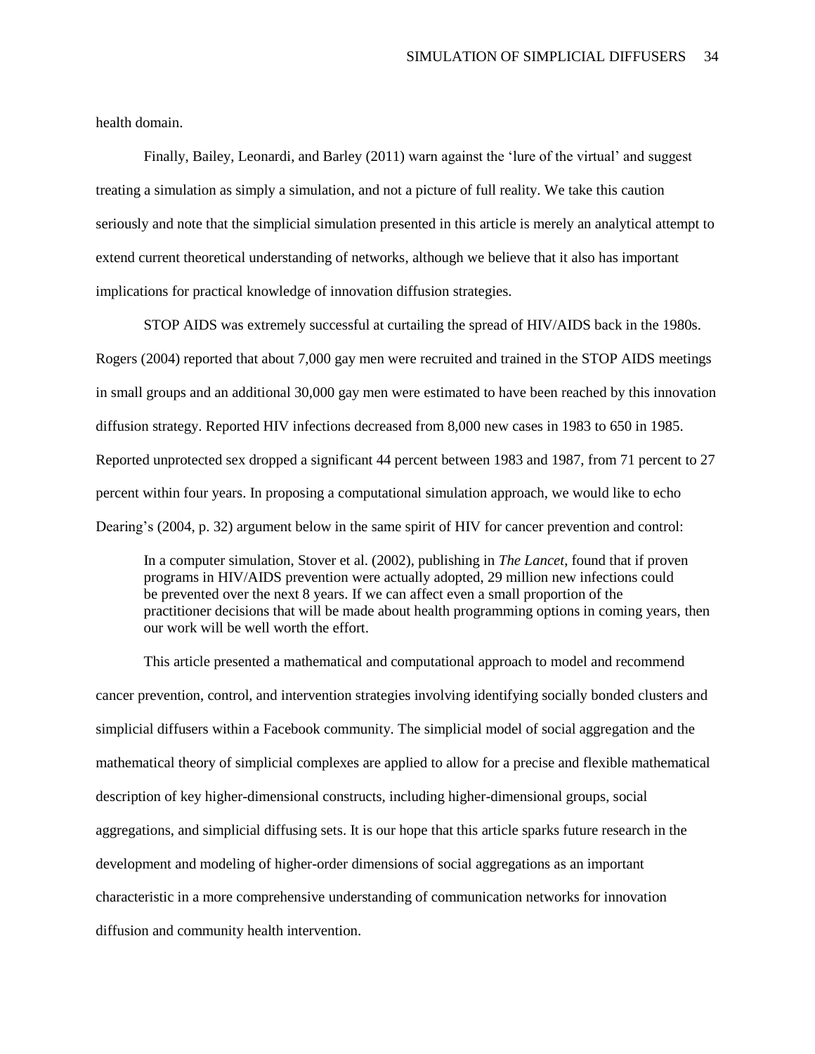health domain.

Finally, Bailey, Leonardi, and Barley (2011) warn against the 'lure of the virtual' and suggest treating a simulation as simply a simulation, and not a picture of full reality. We take this caution seriously and note that the simplicial simulation presented in this article is merely an analytical attempt to extend current theoretical understanding of networks, although we believe that it also has important implications for practical knowledge of innovation diffusion strategies.

STOP AIDS was extremely successful at curtailing the spread of HIV/AIDS back in the 1980s. Rogers (2004) reported that about 7,000 gay men were recruited and trained in the STOP AIDS meetings in small groups and an additional 30,000 gay men were estimated to have been reached by this innovation diffusion strategy. Reported HIV infections decreased from 8,000 new cases in 1983 to 650 in 1985. Reported unprotected sex dropped a significant 44 percent between 1983 and 1987, from 71 percent to 27 percent within four years. In proposing a computational simulation approach, we would like to echo Dearing's (2004, p. 32) argument below in the same spirit of HIV for cancer prevention and control:

> In a computer simulation, Stover et al. (2002), publishing in *The Lancet*, found that if proven programs in HIV/AIDS prevention were actually adopted, 29 million new infections could be prevented over the next 8 years. If we can affect even a small proportion of the practitioner decisions that will be made about health programming options in coming years, then our work will be well worth the effort.

This article presented a mathematical and computational approach to model and recommend cancer prevention, control, and intervention strategies involving identifying socially bonded clusters and simplicial diffusers within a Facebook community. The simplicial model of social aggregation and the mathematical theory of simplicial complexes are applied to allow for a precise and flexible mathematical description of key higher-dimensional constructs, including higher-dimensional groups, social aggregations, and simplicial diffusing sets. It is our hope that this article sparks future research in the development and modeling of higher-order dimensions of social aggregations as an important characteristic in a more comprehensive understanding of communication networks for innovation diffusion and community health intervention.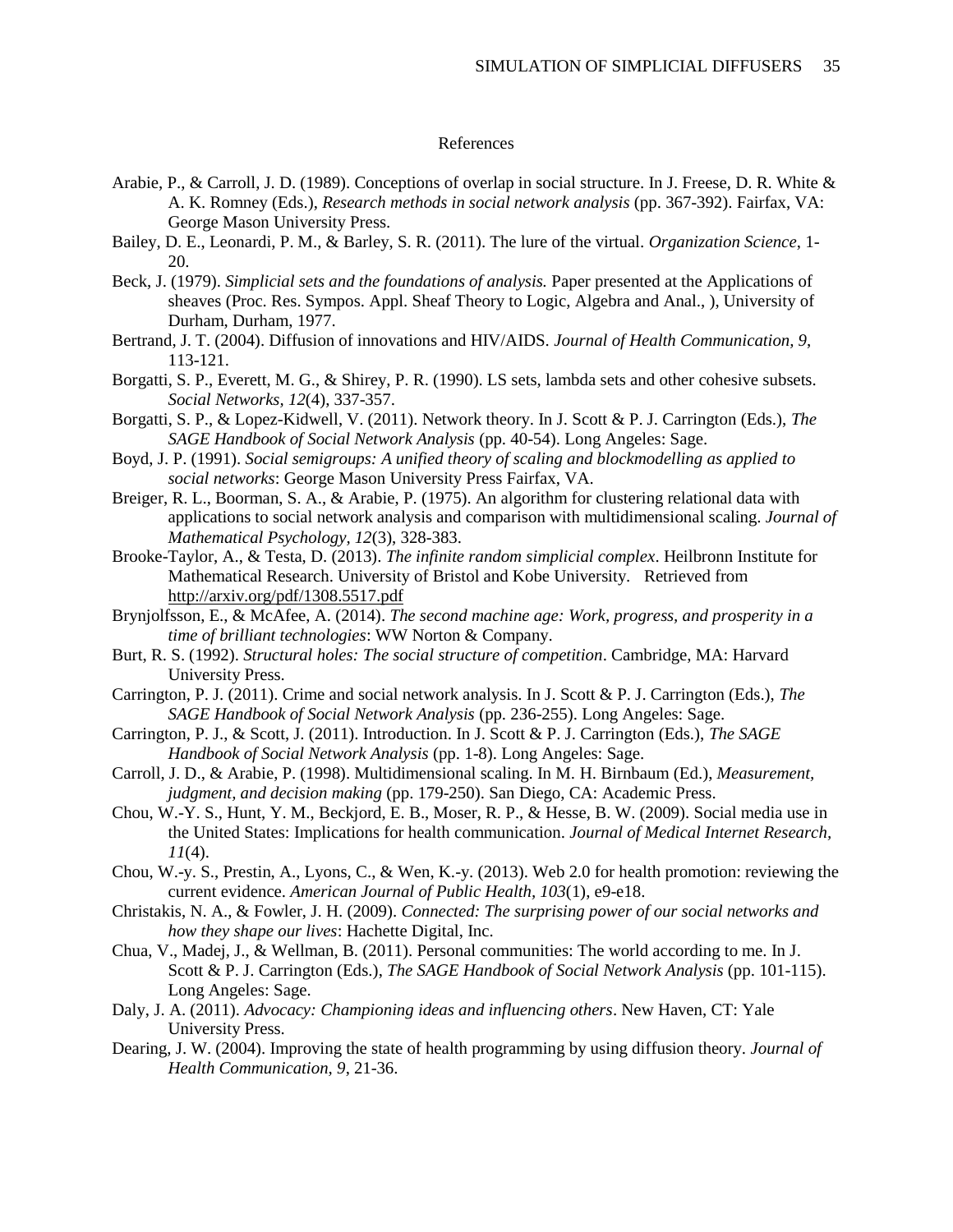# References

Arabie, P., & Carroll, J. D. (1989). Conceptions of overlap in social structure. In J. Freese, D. R. White & A. K. Romney (Eds.), *Research methods in social network analysis* (pp. 367-392). Fairfax, VA: George Mason University Press.

Bailey, D. E., Leonardi, P. M., & Barley, S. R. (2011). The lure of the virtual. *Organization Science*, 1-20.

Beck, J. (1979). *Simplicial sets and the foundations of analysis.* Paper presented at the Applications of sheaves (Proc. Res. Sympos. Appl. Sheaf Theory to Logic, Algebra and Anal., ), University of Durham, Durham, 1977.

Bertrand, J. T. (2004). Diffusion of innovations and HIV/AIDS. *Journal of Health Communication, 9*, 113-121.

Borgatti, S. P., Everett, M. G., & Shirey, P. R. (1990). LS sets, lambda sets and other cohesive subsets. *Social Networks, 12*(4), 337-357.

Borgatti, S. P., & Lopez-Kidwell, V. (2011). Network theory. In J. Scott & P. J. Carrington (Eds.), *The SAGE Handbook of Social Network Analysis* (pp. 40-54). Long Angeles: Sage.

Boyd, J. P. (1991). *Social semigroups: A unified theory of scaling and blockmodelling as applied to social networks*: George Mason University Press Fairfax, VA.

Breiger, R. L., Boorman, S. A., & Arabie, P. (1975). An algorithm for clustering relational data with applications to social network analysis and comparison with multidimensional scaling. *Journal of Mathematical Psychology, 12*(3), 328-383.

Brooke-Taylor, A., & Testa, D. (2013). *The infinite random simplicial complex*. Heilbronn Institute for Mathematical Research. University of Bristol and Kobe University. Retrieved from http://arxiv.org/pdf/1308.5517.pdf

Brynjolfsson, E., & McAfee, A. (2014). *The second machine age: Work, progress, and prosperity in a time of brilliant technologies*: WW Norton & Company.

Burt, R. S. (1992). *Structural holes: The social structure of competition*. Cambridge, MA: Harvard University Press.

Carrington, P. J. (2011). Crime and social network analysis. In J. Scott & P. J. Carrington (Eds.), *The SAGE Handbook of Social Network Analysis* (pp. 236-255). Long Angeles: Sage.

Carrington, P. J., & Scott, J. (2011). Introduction. In J. Scott & P. J. Carrington (Eds.), *The SAGE Handbook of Social Network Analysis* (pp. 1-8). Long Angeles: Sage.

Carroll, J. D., & Arabie, P. (1998). Multidimensional scaling. In M. H. Birnbaum (Ed.), *Measurement, judgment, and decision making* (pp. 179-250). San Diego, CA: Academic Press.

Chou, W.-Y. S., Hunt, Y. M., Beckjord, E. B., Moser, R. P., & Hesse, B. W. (2009). Social media use in the United States: Implications for health communication. *Journal of Medical Internet Research, 11*(4).

Chou, W.-y. S., Prestin, A., Lyons, C., & Wen, K.-y. (2013). Web 2.0 for health promotion: reviewing the current evidence. *American Journal of Public Health, 103*(1), e9-e18.

Christakis, N. A., & Fowler, J. H. (2009). *Connected: The surprising power of our social networks and how they shape our lives*: Hachette Digital, Inc.

Chua, V., Madej, J., & Wellman, B. (2011). Personal communities: The world according to me. In J. Scott & P. J. Carrington (Eds.), *The SAGE Handbook of Social Network Analysis* (pp. 101-115). Long Angeles: Sage.

Daly, J. A. (2011). *Advocacy: Championing ideas and influencing others*. New Haven, CT: Yale University Press.

Dearing, J. W. (2004). Improving the state of health programming by using diffusion theory. *Journal of Health Communication, 9*, 21-36.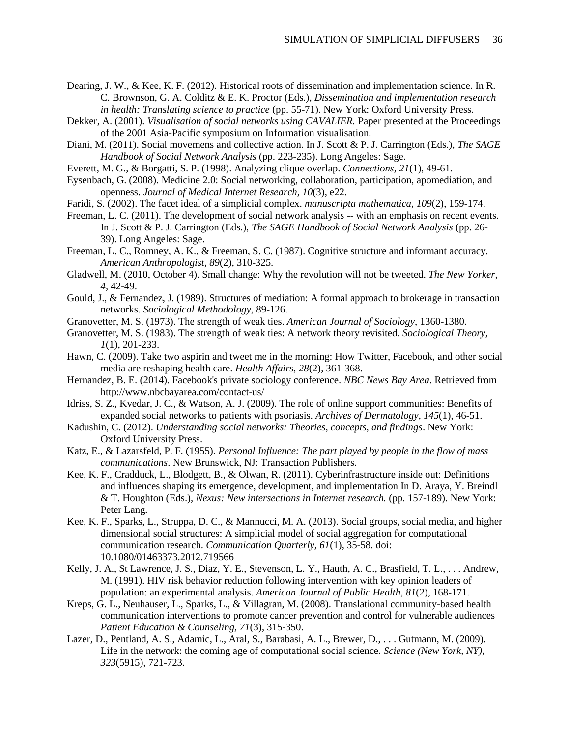Dearing, J. W., & Kee, K. F. (2012). Historical roots of dissemination and implementation science. In R. C. Brownson, G. A. Colditz & E. K. Proctor (Eds.), *Dissemination and implementation research in health: Translating science to practice* (pp. 55-71). New York: Oxford University Press.

Dekker, A. (2001). *Visualisation of social networks using CAVALIER.* Paper presented at the Proceedings of the 2001 Asia-Pacific symposium on Information visualisation.

Diani, M. (2011). Social movemens and collective action. In J. Scott & P. J. Carrington (Eds.), *The SAGE Handbook of Social Network Analysis* (pp. 223-235). Long Angeles: Sage.

Everett, M. G., & Borgatti, S. P. (1998). Analyzing clique overlap. *Connections, 21*(1), 49-61.

Eysenbach, G. (2008). Medicine 2.0: Social networking, collaboration, participation, apomediation, and openness. *Journal of Medical Internet Research, 10*(3), e22.

Faridi, S. (2002). The facet ideal of a simplicial complex. *manuscripta mathematica, 109*(2), 159-174.

Freeman, L. C. (2011). The development of social network analysis -- with an emphasis on recent events. In J. Scott & P. J. Carrington (Eds.), *The SAGE Handbook of Social Network Analysis* (pp. 26-39). Long Angeles: Sage.

Freeman, L. C., Romney, A. K., & Freeman, S. C. (1987). Cognitive structure and informant accuracy. *American Anthropologist, 89*(2), 310-325.

Gladwell, M. (2010, October 4). Small change: Why the revolution will not be tweeted. *The New Yorker, 4*, 42-49.

Gould, J., & Fernandez, J. (1989). Structures of mediation: A formal approach to brokerage in transaction networks. *Sociological Methodology*, 89-126.

Granovetter, M. S. (1973). The strength of weak ties. *American Journal of Sociology*, 1360-1380.

Granovetter, M. S. (1983). The strength of weak ties: A network theory revisited. *Sociological Theory, 1*(1), 201-233.

Hawn, C. (2009). Take two aspirin and tweet me in the morning: How Twitter, Facebook, and other social media are reshaping health care. *Health Affairs, 28*(2), 361-368.

Hernandez, B. E. (2014). Facebook's private sociology conference. *NBC News Bay Area*. Retrieved from http://www.nbcbayarea.com/contact-us/

Idriss, S. Z., Kvedar, J. C., & Watson, A. J. (2009). The role of online support communities: Benefits of expanded social networks to patients with psoriasis. *Archives of Dermatology, 145*(1), 46-51.

Kadushin, C. (2012). *Understanding social networks: Theories, concepts, and findings*. New York: Oxford University Press.

Katz, E., & Lazarsfeld, P. F. (1955). *Personal Influence: The part played by people in the flow of mass communications*. New Brunswick, NJ: Transaction Publishers.

Kee, K. F., Cradduck, L., Blodgett, B., & Olwan, R. (2011). Cyberinfrastructure inside out: Definitions and influences shaping its emergence, development, and implementation In D. Araya, Y. Breindl & T. Houghton (Eds.), *Nexus: New intersections in Internet research.* (pp. 157-189). New York: Peter Lang.

Kee, K. F., Sparks, L., Struppa, D. C., & Mannucci, M. A. (2013). Social groups, social media, and higher dimensional social structures: A simplicial model of social aggregation for computational communication research. *Communication Quarterly, 61*(1), 35-58. doi: 10.1080/01463373.2012.719566

Kelly, J. A., St Lawrence, J. S., Diaz, Y. E., Stevenson, L. Y., Hauth, A. C., Brasfield, T. L., . . . Andrew, M. (1991). HIV risk behavior reduction following intervention with key opinion leaders of population: an experimental analysis. *American Journal of Public Health, 81*(2), 168-171.

Kreps, G. L., Neuhauser, L., Sparks, L., & Villagran, M. (2008). Translational community-based health communication interventions to promote cancer prevention and control for vulnerable audiences *Patient Education & Counseling, 71*(3), 315-350.

Lazer, D., Pentland, A. S., Adamic, L., Aral, S., Barabasi, A. L., Brewer, D., . . . Gutmann, M. (2009). Life in the network: the coming age of computational social science. *Science (New York, NY), 323*(5915), 721-723.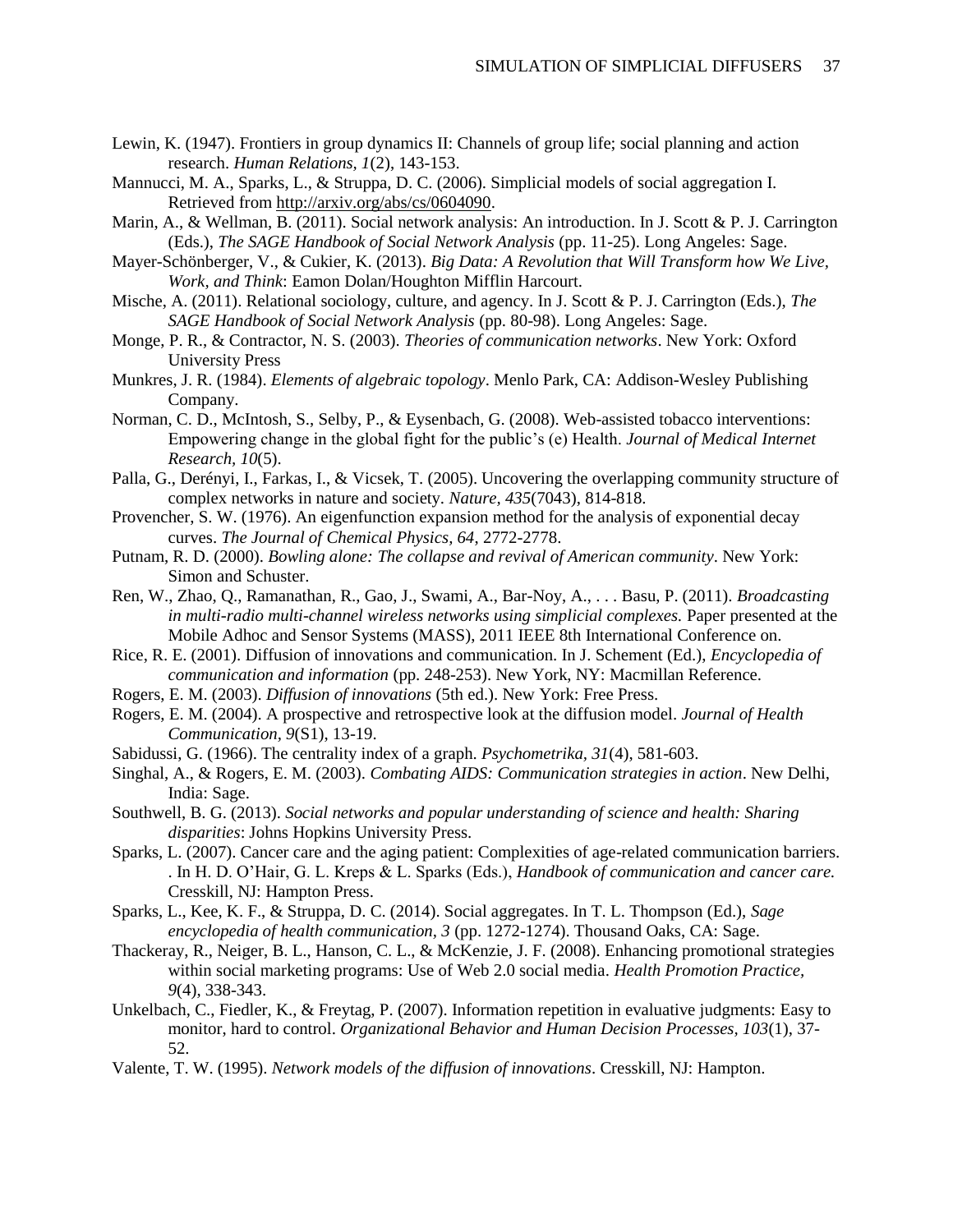Lewin, K. (1947). Frontiers in group dynamics II: Channels of group life; social planning and action research. *Human Relations, 1*(2), 143-153.

Mannucci, M. A., Sparks, L., & Struppa, D. C. (2006). Simplicial models of social aggregation I. Retrieved from http://arxiv.org/abs/cs/0604090.

Marin, A., & Wellman, B. (2011). Social network analysis: An introduction. In J. Scott & P. J. Carrington (Eds.), *The SAGE Handbook of Social Network Analysis* (pp. 11-25). Long Angeles: Sage.

Mayer-Schönberger, V., & Cukier, K. (2013). *Big Data: A Revolution that Will Transform how We Live, Work, and Think*: Eamon Dolan/Houghton Mifflin Harcourt.

Mische, A. (2011). Relational sociology, culture, and agency. In J. Scott & P. J. Carrington (Eds.), *The SAGE Handbook of Social Network Analysis* (pp. 80-98). Long Angeles: Sage.

Monge, P. R., & Contractor, N. S. (2003). *Theories of communication networks*. New York: Oxford University Press

Munkres, J. R. (1984). *Elements of algebraic topology*. Menlo Park, CA: Addison-Wesley Publishing Company.

Norman, C. D., McIntosh, S., Selby, P., & Eysenbach, G. (2008). Web-assisted tobacco interventions: Empowering change in the global fight for the public's (e) Health. *Journal of Medical Internet Research, 10*(5).

Palla, G., Derényi, I., Farkas, I., & Vicsek, T. (2005). Uncovering the overlapping community structure of complex networks in nature and society. *Nature, 435*(7043), 814-818.

Provencher, S. W. (1976). An eigenfunction expansion method for the analysis of exponential decay curves. *The Journal of Chemical Physics, 64*, 2772-2778.

Putnam, R. D. (2000). *Bowling alone: The collapse and revival of American community*. New York: Simon and Schuster.

Ren, W., Zhao, Q., Ramanathan, R., Gao, J., Swami, A., Bar-Noy, A., . . . Basu, P. (2011). *Broadcasting in multi-radio multi-channel wireless networks using simplicial complexes.* Paper presented at the Mobile Adhoc and Sensor Systems (MASS), 2011 IEEE 8th International Conference on.

Rice, R. E. (2001). Diffusion of innovations and communication. In J. Schement (Ed.), *Encyclopedia of communication and information* (pp. 248-253). New York, NY: Macmillan Reference.

Rogers, E. M. (2003). *Diffusion of innovations* (5th ed.). New York: Free Press.

Rogers, E. M. (2004). A prospective and retrospective look at the diffusion model. *Journal of Health Communication, 9*(S1), 13-19.

Sabidussi, G. (1966). The centrality index of a graph. *Psychometrika, 31*(4), 581-603.

Singhal, A., & Rogers, E. M. (2003). *Combating AIDS: Communication strategies in action*. New Delhi, India: Sage.

Southwell, B. G. (2013). *Social networks and popular understanding of science and health: Sharing disparities*: Johns Hopkins University Press.

Sparks, L. (2007). Cancer care and the aging patient: Complexities of age-related communication barriers. . In H. D. O'Hair, G. L. Kreps & L. Sparks (Eds.), *Handbook of communication and cancer care.* Cresskill, NJ: Hampton Press.

Sparks, L., Kee, K. F., & Struppa, D. C. (2014). Social aggregates. In T. L. Thompson (Ed.), *Sage encyclopedia of health communication, 3* (pp. 1272-1274). Thousand Oaks, CA: Sage.

Thackeray, R., Neiger, B. L., Hanson, C. L., & McKenzie, J. F. (2008). Enhancing promotional strategies within social marketing programs: Use of Web 2.0 social media. *Health Promotion Practice, 9*(4), 338-343.

Unkelbach, C., Fiedler, K., & Freytag, P. (2007). Information repetition in evaluative judgments: Easy to monitor, hard to control. *Organizational Behavior and Human Decision Processes, 103*(1), 37-52.

Valente, T. W. (1995). *Network models of the diffusion of innovations*. Cresskill, NJ: Hampton.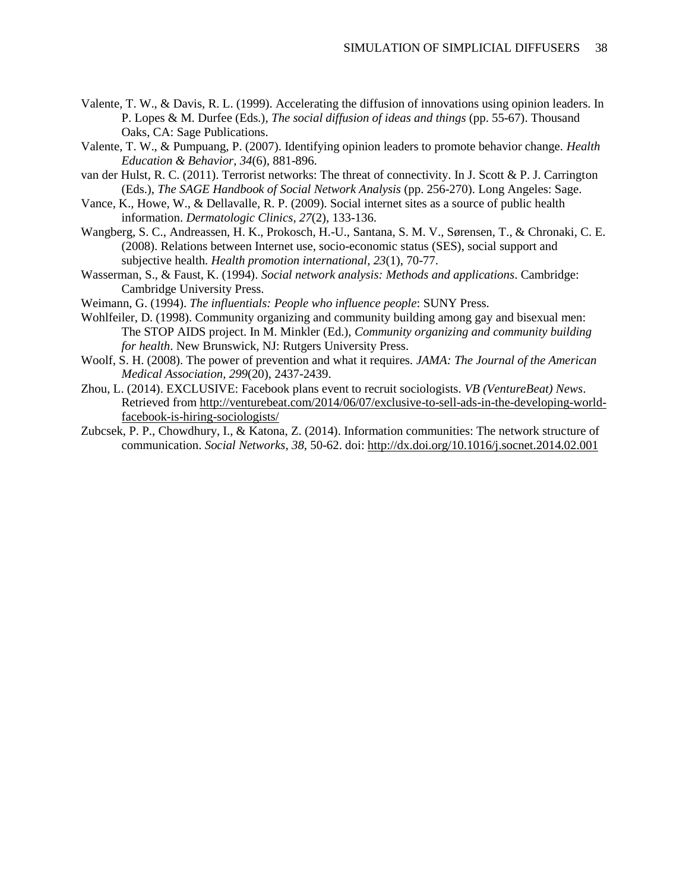Valente, T. W., & Davis, R. L. (1999). Accelerating the diffusion of innovations using opinion leaders. In P. Lopes & M. Durfee (Eds.), *The social diffusion of ideas and things* (pp. 55-67). Thousand Oaks, CA: Sage Publications.

Valente, T. W., & Pumpuang, P. (2007). Identifying opinion leaders to promote behavior change. *Health Education & Behavior, 34*(6), 881-896.

van der Hulst, R. C. (2011). Terrorist networks: The threat of connectivity. In J. Scott & P. J. Carrington (Eds.), *The SAGE Handbook of Social Network Analysis* (pp. 256-270). Long Angeles: Sage.

Vance, K., Howe, W., & Dellavalle, R. P. (2009). Social internet sites as a source of public health information. *Dermatologic Clinics, 27*(2), 133-136.

Wangberg, S. C., Andreassen, H. K., Prokosch, H.-U., Santana, S. M. V., Sørensen, T., & Chronaki, C. E. (2008). Relations between Internet use, socio-economic status (SES), social support and subjective health. *Health promotion international, 23*(1), 70-77.

Wasserman, S., & Faust, K. (1994). *Social network analysis: Methods and applications*. Cambridge: Cambridge University Press.

Weimann, G. (1994). *The influentials: People who influence people*: SUNY Press.

Wohlfeiler, D. (1998). Community organizing and community building among gay and bisexual men: The STOP AIDS project. In M. Minkler (Ed.), *Community organizing and community building for health*. New Brunswick, NJ: Rutgers University Press.

Woolf, S. H. (2008). The power of prevention and what it requires. *JAMA: The Journal of the American Medical Association, 299*(20), 2437-2439.

Zhou, L. (2014). EXCLUSIVE: Facebook plans event to recruit sociologists. *VB (VentureBeat) News*. Retrieved from http://venturebeat.com/2014/06/07/exclusive-to-sell-ads-in-the-developing-world-facebook-is-hiring-sociologists/

Zubcsek, P. P., Chowdhury, I., & Katona, Z. (2014). Information communities: The network structure of communication. *Social Networks, 38*, 50-62. doi: http://dx.doi.org/10.1016/j.socnet.2014.02.001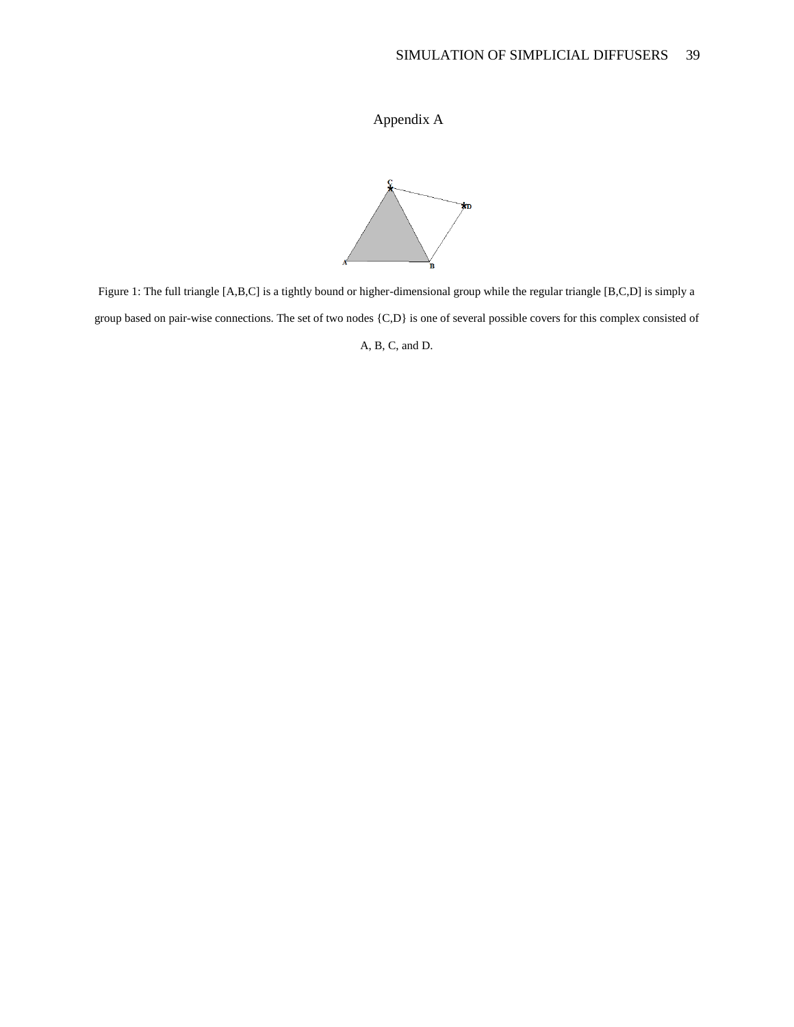# Appendix A

Figure 1: The full triangle [A,B,C] is a tightly bound or higher-dimensional group while the regular triangle [B,C,D] is simply a group based on pair-wise connections. The set of two nodes {C,D} is one of several possible covers for this complex consisted of A, B, C, and D.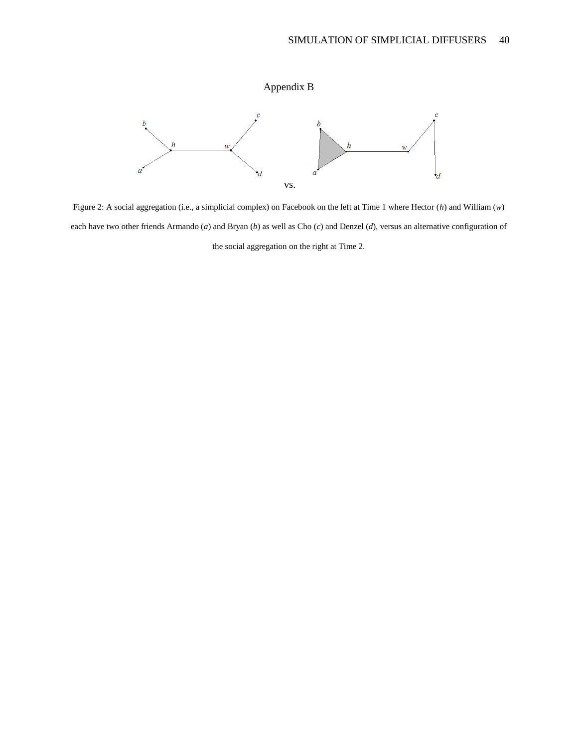# Appendix B

vs.

Figure 2: A social aggregation (i.e., a simplicial complex) on Facebook on the left at Time 1 where Hector (*h*) and William (*w*) each have two other friends Armando (*a*) and Bryan (*b*) as well as Cho (*c*) and Denzel (*d*), versus an alternative configuration of the social aggregation on the right at Time 2.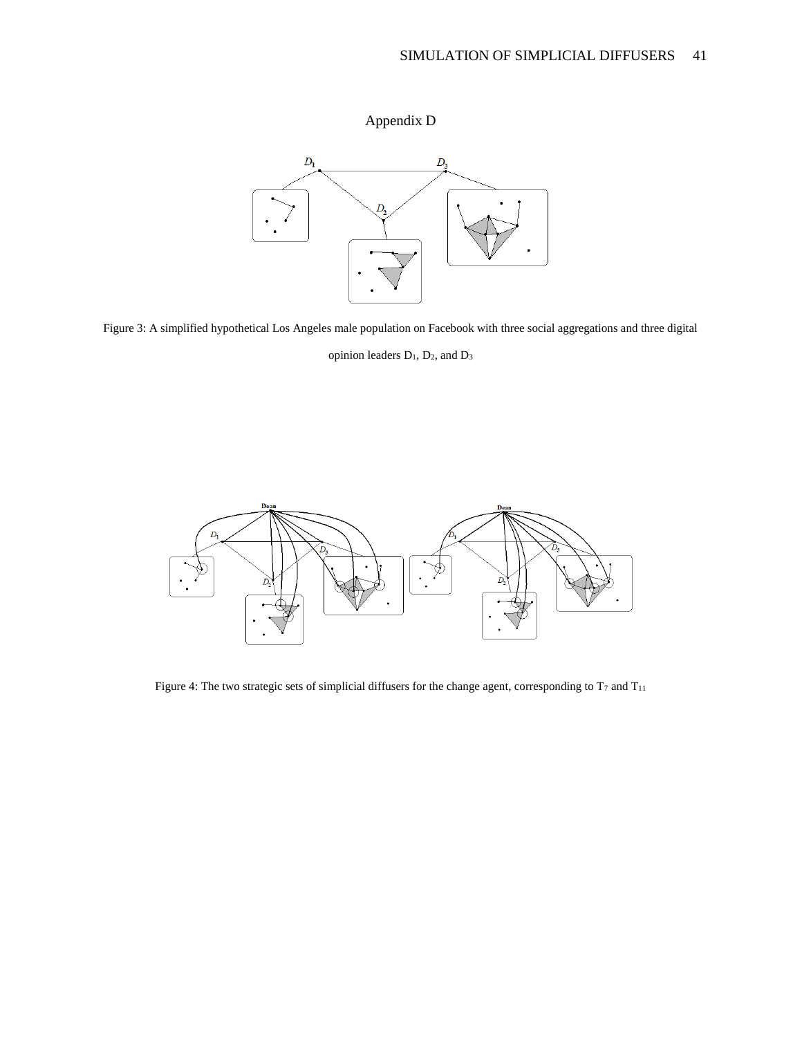# Appendix D

Figure 3: A simplified hypothetical Los Angeles male population on Facebook with three social aggregations and three digital opinion leaders $D_1$, $D_2$, and $D_3$

Figure 4: The two strategic sets of simplicial diffusers for the change agent, corresponding to $T_7$ and $T_{11}$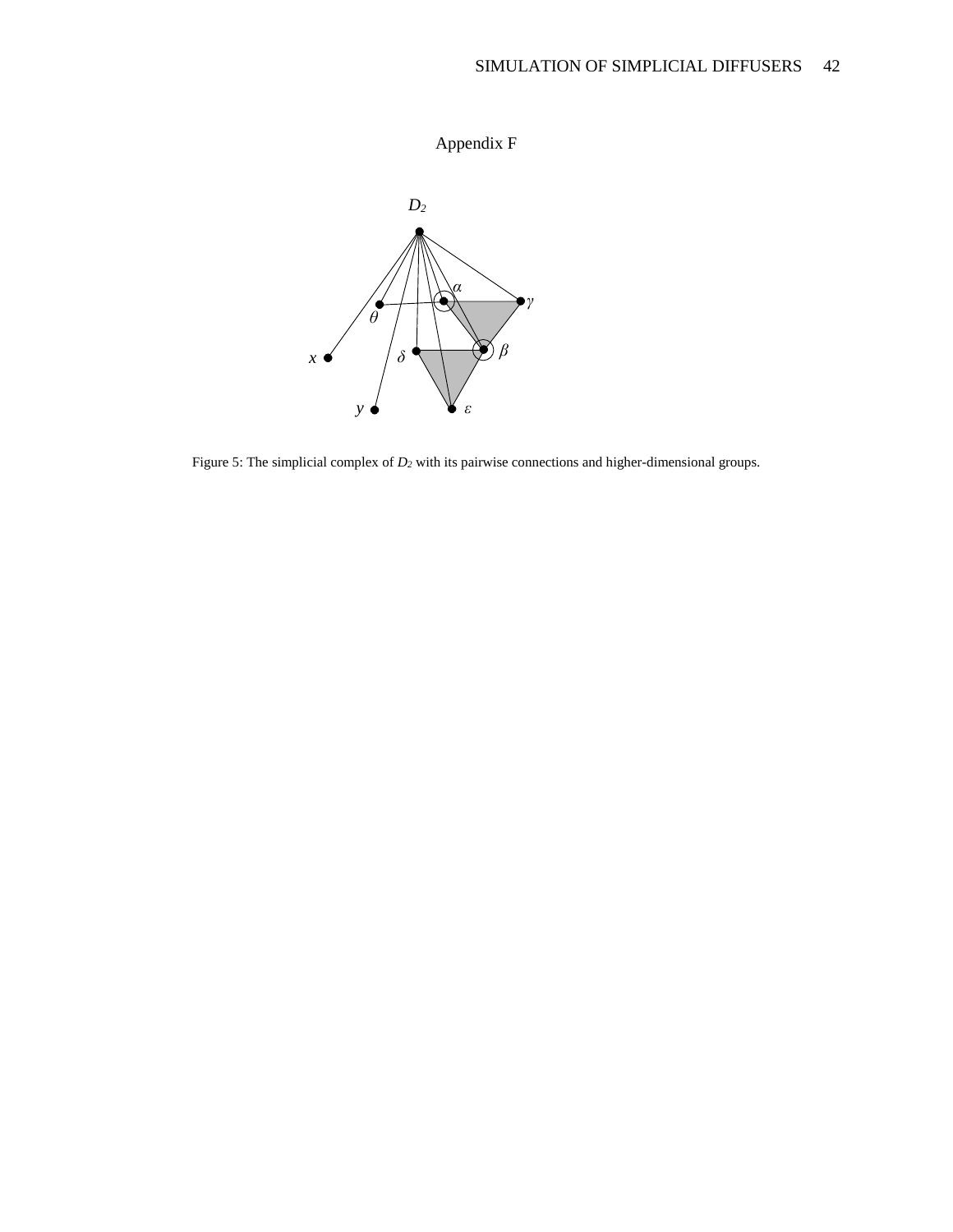# Appendix F

$D_2$

$\alpha$

$\gamma$

$\theta$

$\beta$

$x$

$\delta$

$y$

$\varepsilon$

Figure 5: The simplicial complex of $D_2$ with its pairwise connections and higher-dimensional groups.